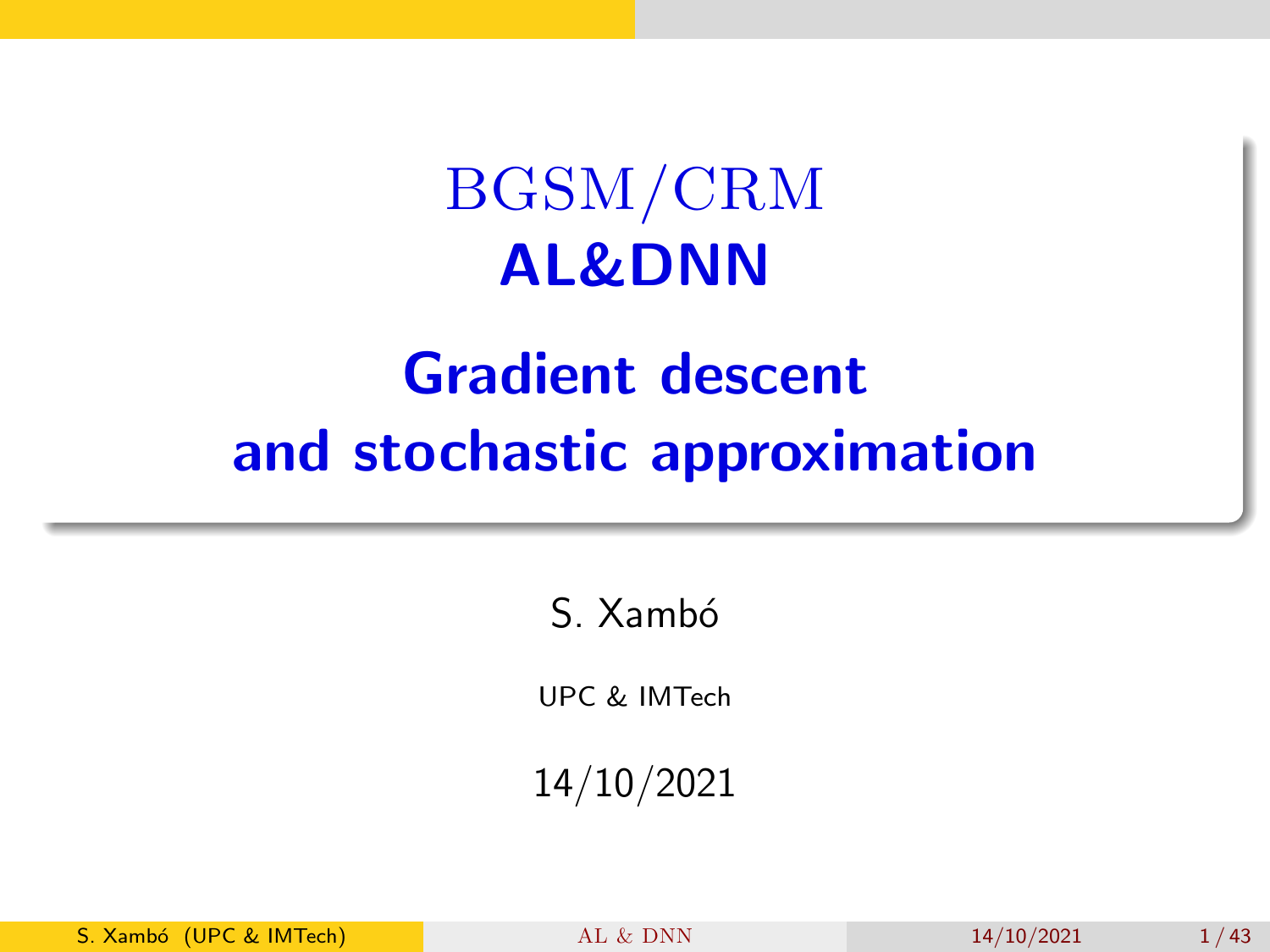# BGSM/CRM
# AL&DNN

## Gradient descent and stochastic approximation

S. Xambó

UPC & IMTech

14/10/2021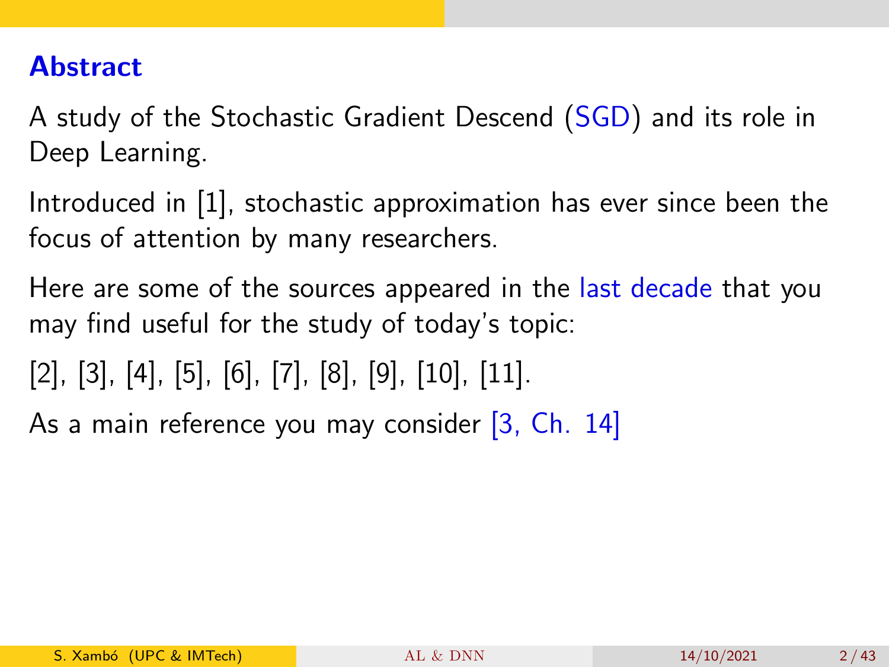## Abstract

A study of the Stochastic Gradient Descend (SGD) and its role in Deep Learning.

Introduced in [1], stochastic approximation has ever since been the focus of attention by many researchers.

Here are some of the sources appeared in the last decade that you may find useful for the study of today's topic:

[2], [3], [4], [5], [6], [7], [8], [9], [10], [11].

As a main reference you may consider [3, Ch. 14]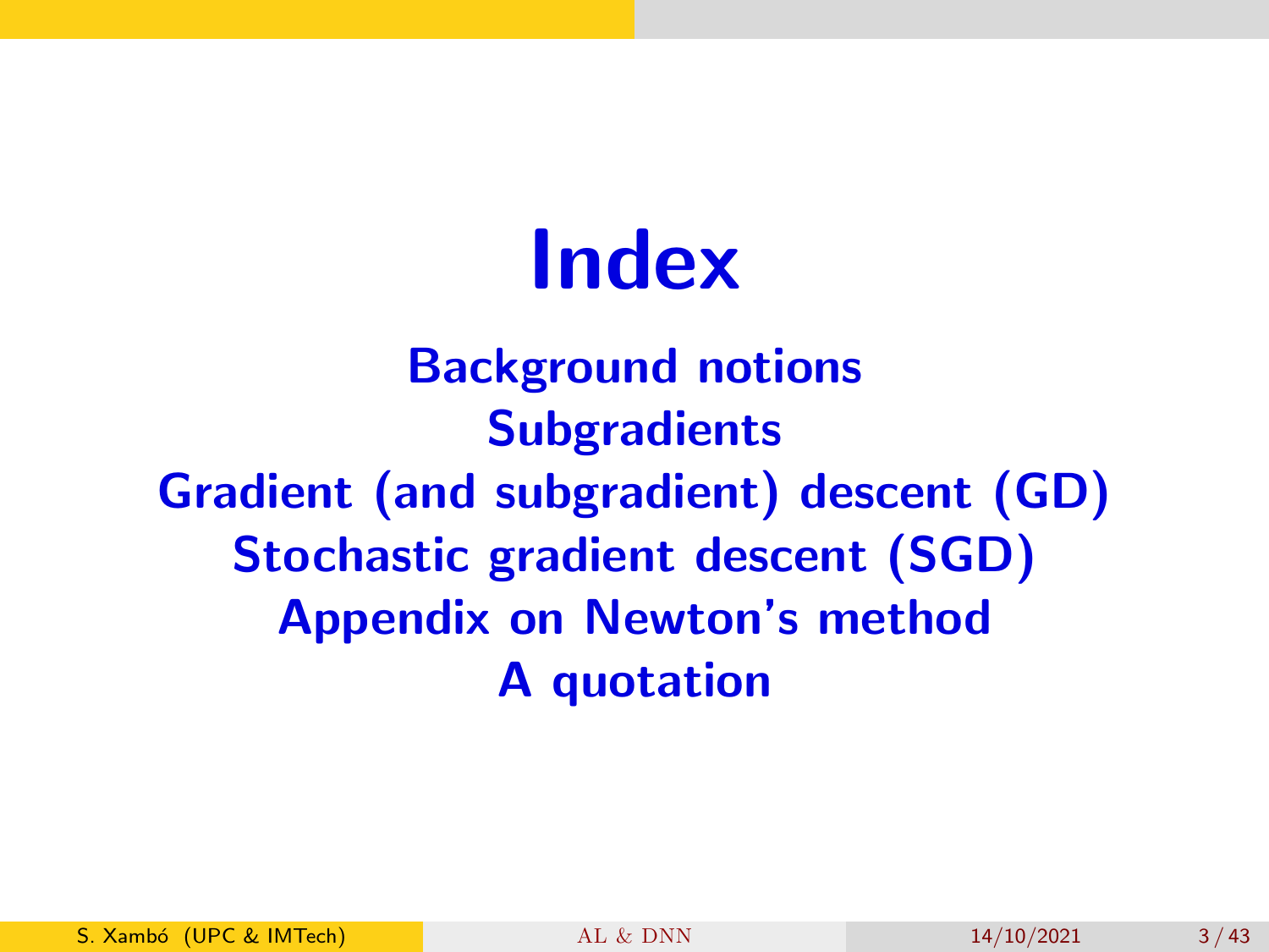# Index

**Background notions**
**Subgradients**
**Gradient (and subgradient) descent (GD)**
**Stochastic gradient descent (SGD)**
**Appendix on Newton's method**
**A quotation**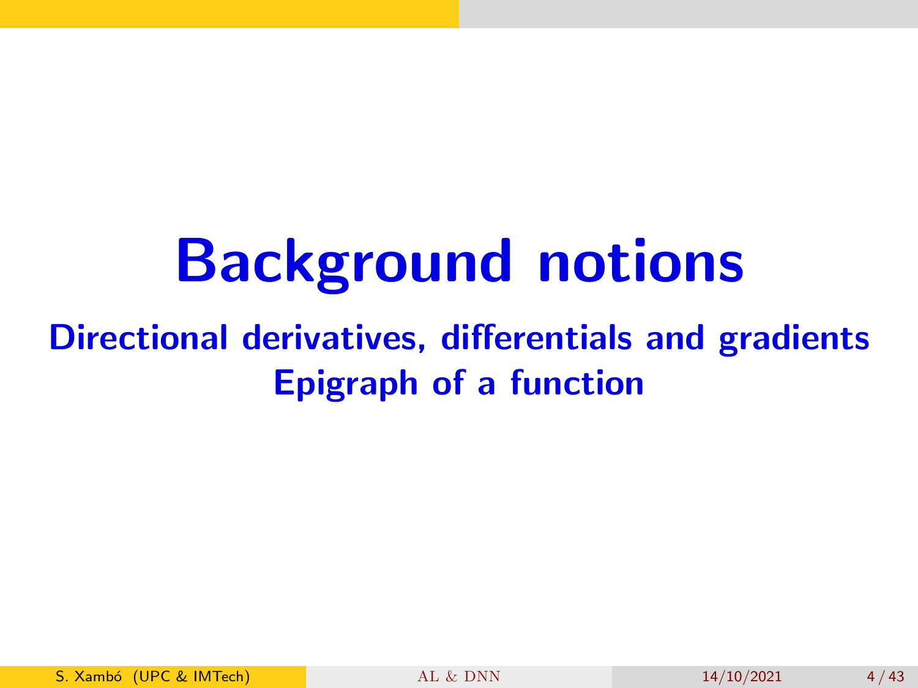# Background notions

## Directional derivatives, differentials and gradients
## Epigraph of a function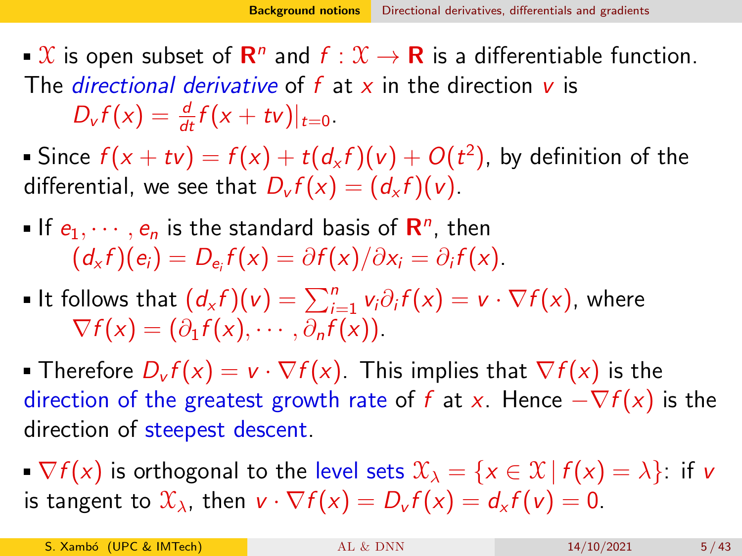- $\mathcal{X}$ is open subset of $\mathbf{R}^n$ and $f : \mathcal{X} \to \mathbf{R}$ is a differentiable function. The *directional derivative* of $f$ at $x$ in the direction $v$ is

  $D_v f(x) = \frac{d}{dt} f(x + tv)|_{t=0}$.

- Since $f(x + tv) = f(x) + t(d_x f)(v) + O(t^2)$, by definition of the differential, we see that $D_v f(x) = (d_x f)(v)$.

- If $e_1, \cdots, e_n$ is the standard basis of $\mathbf{R}^n$, then

  $(d_x f)(e_i) = D_{e_i} f(x) = \partial f(x)/\partial x_i = \partial_i f(x)$.

- It follows that $(d_x f)(v) = \sum_{i=1}^{n} v_i \partial_i f(x) = v \cdot \nabla f(x)$, where

  $\nabla f(x) = (\partial_1 f(x), \cdots, \partial_n f(x))$.

- Therefore $D_v f(x) = v \cdot \nabla f(x)$. This implies that $\nabla f(x)$ is the direction of the greatest growth rate of $f$ at $x$. Hence $-\nabla f(x)$ is the direction of steepest descent.

- $\nabla f(x)$ is orthogonal to the level sets $\mathcal{X}_\lambda = \{x \in \mathcal{X} \mid f(x) = \lambda\}$: if $v$ is tangent to $\mathcal{X}_\lambda$, then $v \cdot \nabla f(x) = D_v f(x) = d_x f(v) = 0$.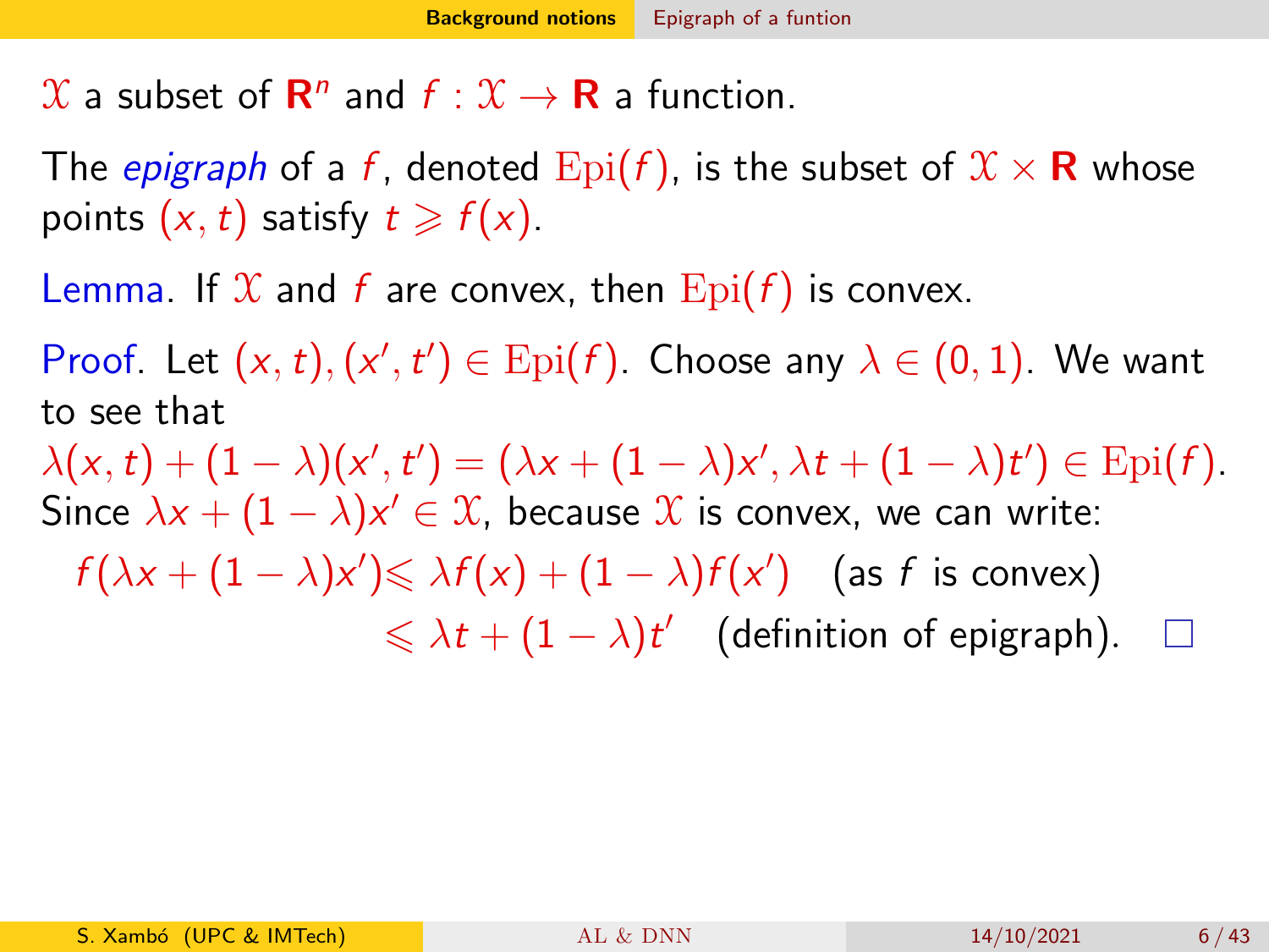$\mathcal{X}$ a subset of $\mathbf{R}^n$ and $f : \mathcal{X} \to \mathbf{R}$ a function.

The *epigraph* of a $f$, denoted $\mathrm{Epi}(f)$, is the subset of $\mathcal{X} \times \mathbf{R}$ whose points $(x, t)$ satisfy $t \geqslant f(x)$.

Lemma. If $\mathcal{X}$ and $f$ are convex, then $\mathrm{Epi}(f)$ is convex.

Proof. Let $(x, t), (x', t') \in \mathrm{Epi}(f)$. Choose any $\lambda \in (0, 1)$. We want to see that

$\lambda(x, t) + (1 - \lambda)(x', t') = (\lambda x + (1 - \lambda)x', \lambda t + (1 - \lambda)t') \in \mathrm{Epi}(f)$.

Since $\lambda x + (1 - \lambda)x' \in \mathcal{X}$, because $\mathcal{X}$ is convex, we can write:

$$
\begin{aligned}
f(\lambda x + (1 - \lambda)x') &\leqslant \lambda f(x) + (1 - \lambda)f(x') \quad \text{(as } f \text{ is convex)} \\
&\leqslant \lambda t + (1 - \lambda)t' \quad \text{(definition of epigraph).} \quad \square
\end{aligned}
$$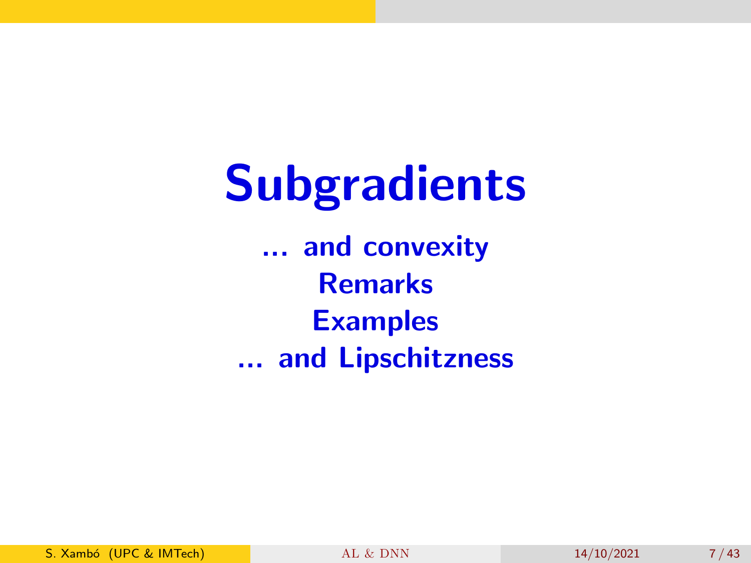# Subgradients

**... and convexity**

**Remarks**

**Examples**

**... and Lipschitzness**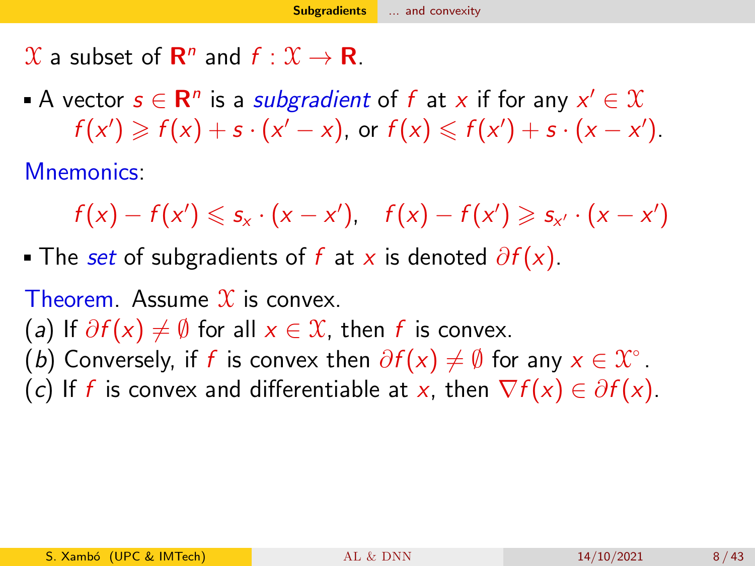$\mathcal{X}$ a subset of $\mathbf{R}^n$ and $f : \mathcal{X} \to \mathbf{R}$.

- A vector $s \in \mathbf{R}^n$ is a *subgradient* of $f$ at $x$ if for any $x' \in \mathcal{X}$
  $f(x') \geqslant f(x) + s \cdot (x' - x)$, or $f(x) \leqslant f(x') + s \cdot (x - x')$.

Mnemonics:

$$f(x) - f(x') \leqslant s_x \cdot (x - x'), \quad f(x) - f(x') \geqslant s_{x'} \cdot (x - x')$$

- The *set* of subgradients of $f$ at $x$ is denoted $\partial f(x)$.

Theorem. Assume $\mathcal{X}$ is convex.
($a$) If $\partial f(x) \neq \emptyset$ for all $x \in \mathcal{X}$, then $f$ is convex.
($b$) Conversely, if $f$ is convex then $\partial f(x) \neq \emptyset$ for any $x \in \mathcal{X}^\circ$.
($c$) If $f$ is convex and differentiable at $x$, then $\nabla f(x) \in \partial f(x)$.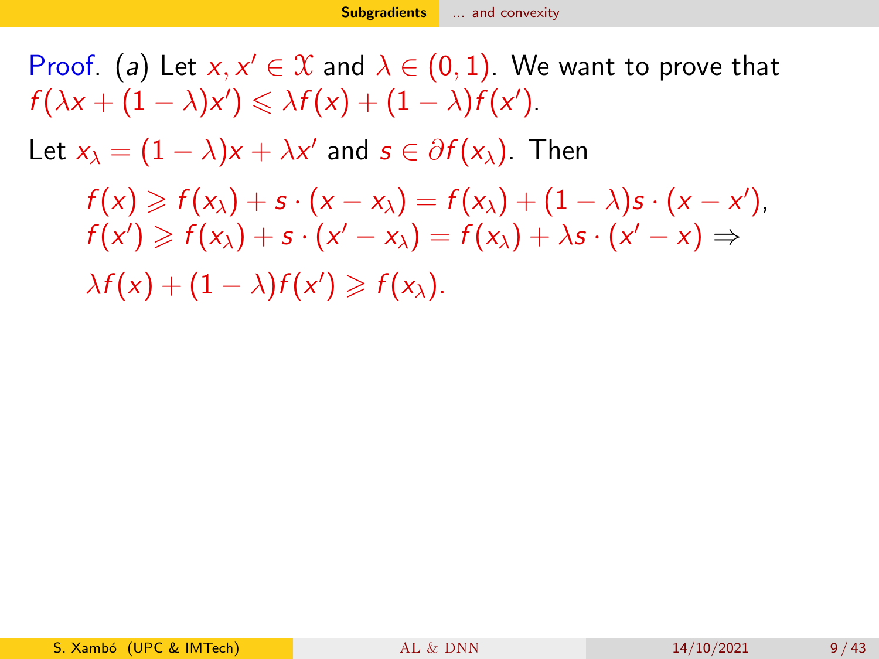Proof. (*a*) Let $x, x' \in \mathcal{X}$ and $\lambda \in (0,1)$. We want to prove that $f(\lambda x + (1-\lambda)x') \leqslant \lambda f(x) + (1-\lambda)f(x')$.

Let $x_\lambda = (1-\lambda)x + \lambda x'$ and $s \in \partial f(x_\lambda)$. Then

$$f(x) \geqslant f(x_\lambda) + s \cdot (x - x_\lambda) = f(x_\lambda) + (1-\lambda)s \cdot (x - x'),$$
$$f(x') \geqslant f(x_\lambda) + s \cdot (x' - x_\lambda) = f(x_\lambda) + \lambda s \cdot (x' - x) \Rightarrow$$
$$\lambda f(x) + (1-\lambda)f(x') \geqslant f(x_\lambda).$$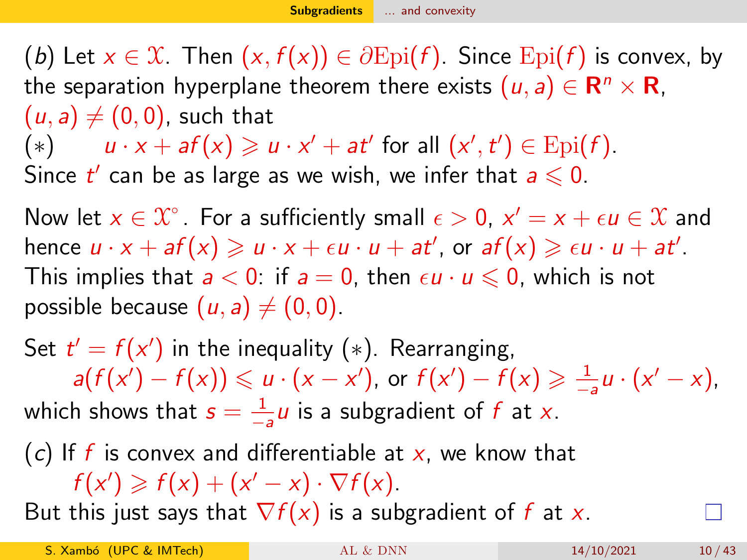($b$) Let $x \in \mathcal{X}$. Then $(x, f(x)) \in \partial\mathrm{Epi}(f)$. Since $\mathrm{Epi}(f)$ is convex, by the separation hyperplane theorem there exists $(u, a) \in \mathbf{R}^n \times \mathbf{R}$, $(u, a) \neq (0, 0)$, such that

$(*)$ $\quad u \cdot x + af(x) \geqslant u \cdot x' + at'$ for all $(x', t') \in \mathrm{Epi}(f)$.

Since $t'$ can be as large as we wish, we infer that $a \leqslant 0$.

Now let $x \in \mathcal{X}^\circ$. For a sufficiently small $\epsilon > 0$, $x' = x + \epsilon u \in \mathcal{X}$ and hence $u \cdot x + af(x) \geqslant u \cdot x + \epsilon u \cdot u + at'$, or $af(x) \geqslant \epsilon u \cdot u + at'$. This implies that $a < 0$: if $a = 0$, then $\epsilon u \cdot u \leqslant 0$, which is not possible because $(u, a) \neq (0, 0)$.

Set $t' = f(x')$ in the inequality $(*)$. Rearranging,

$$a(f(x') - f(x)) \leqslant u \cdot (x - x'), \text{ or } f(x') - f(x) \geqslant \tfrac{1}{-a} u \cdot (x' - x),$$

which shows that $s = \frac{1}{-a} u$ is a subgradient of $f$ at $x$.

($c$) If $f$ is convex and differentiable at $x$, we know that

$$f(x') \geqslant f(x) + (x' - x) \cdot \nabla f(x).$$

But this just says that $\nabla f(x)$ is a subgradient of $f$ at $x$. □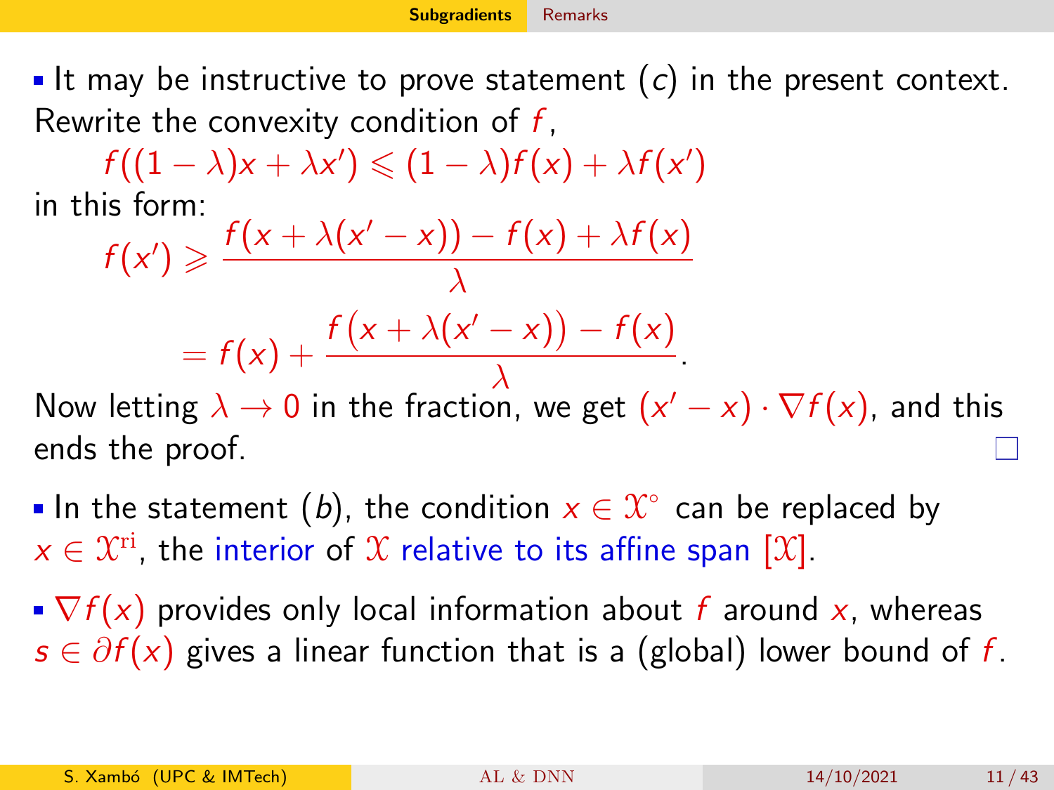- It may be instructive to prove statement (*c*) in the present context. Rewrite the convexity condition of $f$,

$$f((1-\lambda)x+\lambda x') \leqslant (1-\lambda)f(x)+\lambda f(x')$$

in this form:

$$f(x') \geqslant \frac{f(x+\lambda(x'-x)) - f(x) + \lambda f(x)}{\lambda}$$

$$= f(x) + \frac{f\big(x+\lambda(x'-x)\big) - f(x)}{\lambda}.$$

Now letting $\lambda \to 0$ in the fraction, we get $(x'-x)\cdot\nabla f(x)$, and this ends the proof. □

- In the statement (*b*), the condition $x \in \mathcal{X}^{\circ}$ can be replaced by $x \in \mathcal{X}^{\mathrm{ri}}$, the interior of $\mathcal{X}$ relative to its affine span $[\mathcal{X}]$.

- $\nabla f(x)$ provides only local information about $f$ around $x$, whereas $s \in \partial f(x)$ gives a linear function that is a (global) lower bound of $f$.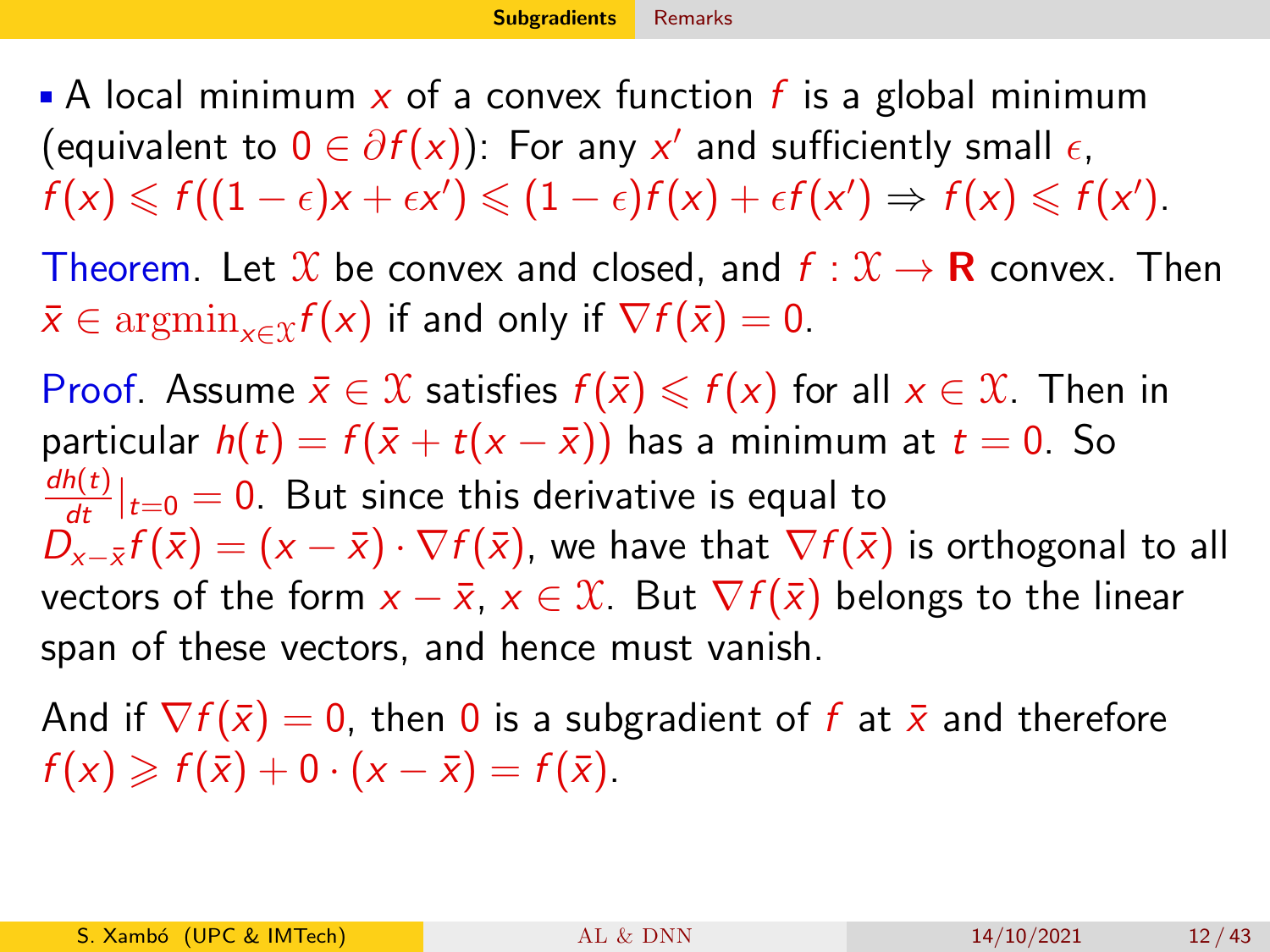- A local minimum $x$ of a convex function $f$ is a global minimum (equivalent to $0 \in \partial f(x)$): For any $x'$ and sufficiently small $\epsilon$, $f(x) \leqslant f((1-\epsilon)x + \epsilon x') \leqslant (1-\epsilon)f(x) + \epsilon f(x') \Rightarrow f(x) \leqslant f(x')$.

Theorem. Let $\mathcal{X}$ be convex and closed, and $f : \mathcal{X} \to \mathbf{R}$ convex. Then $\bar{x} \in \mathrm{argmin}_{x\in\mathcal{X}} f(x)$ if and only if $\nabla f(\bar{x}) = 0$.

Proof. Assume $\bar{x} \in \mathcal{X}$ satisfies $f(\bar{x}) \leqslant f(x)$ for all $x \in \mathcal{X}$. Then in particular $h(t) = f(\bar{x} + t(x - \bar{x}))$ has a minimum at $t = 0$. So $\frac{dh(t)}{dt}|_{t=0} = 0$. But since this derivative is equal to $D_{x-\bar{x}} f(\bar{x}) = (x - \bar{x}) \cdot \nabla f(\bar{x})$, we have that $\nabla f(\bar{x})$ is orthogonal to all vectors of the form $x - \bar{x}$, $x \in \mathcal{X}$. But $\nabla f(\bar{x})$ belongs to the linear span of these vectors, and hence must vanish.

And if $\nabla f(\bar{x}) = 0$, then $0$ is a subgradient of $f$ at $\bar{x}$ and therefore $f(x) \geqslant f(\bar{x}) + 0 \cdot (x - \bar{x}) = f(\bar{x})$.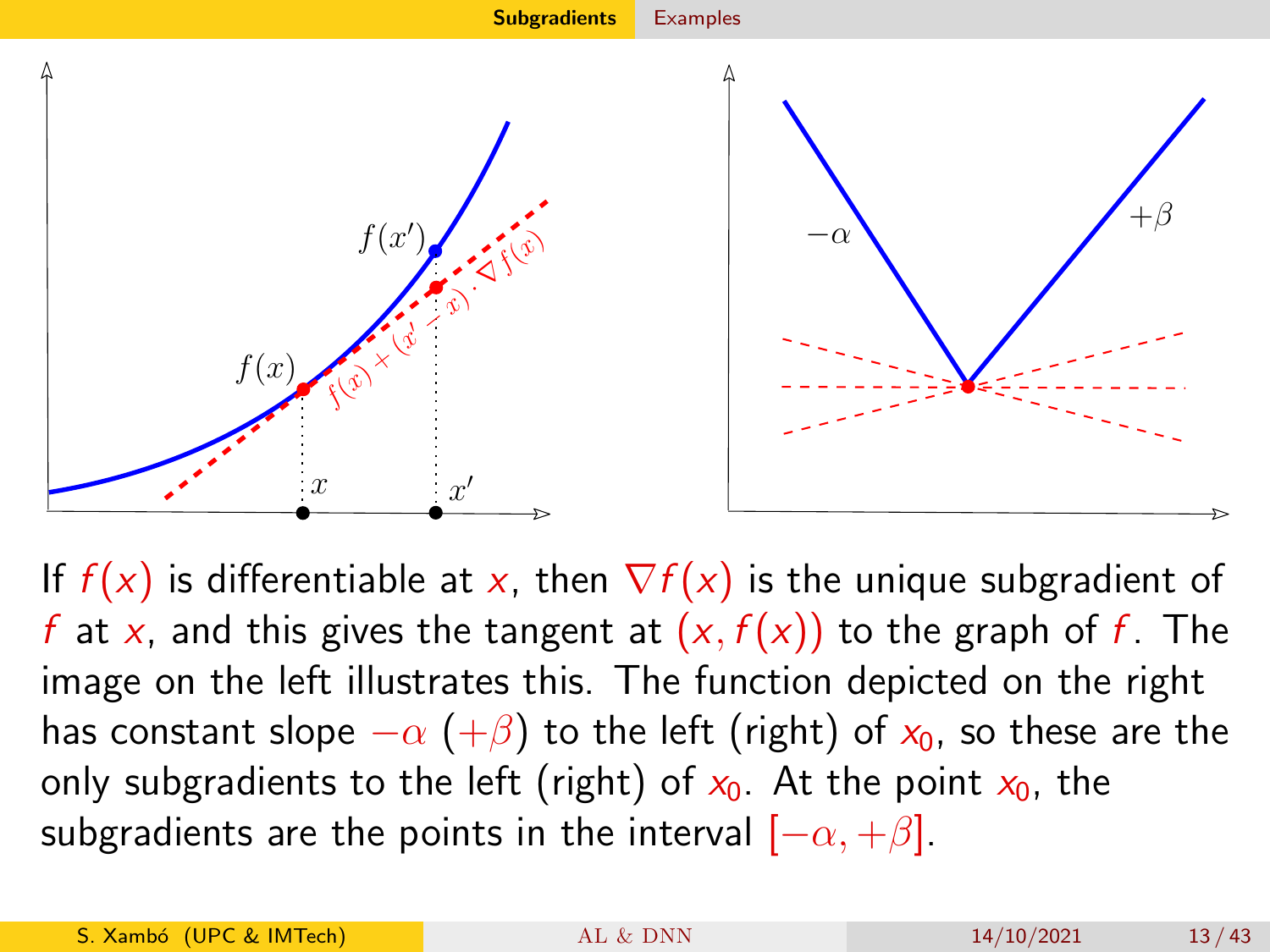If $f(x)$ is differentiable at $x$, then $\nabla f(x)$ is the unique subgradient of $f$ at $x$, and this gives the tangent at $(x, f(x))$ to the graph of $f$. The image on the left illustrates this. The function depicted on the right has constant slope $-\alpha$ $(+\beta)$ to the left (right) of $x_0$, so these are the only subgradients to the left (right) of $x_0$. At the point $x_0$, the subgradients are the points in the interval $[-\alpha, +\beta]$.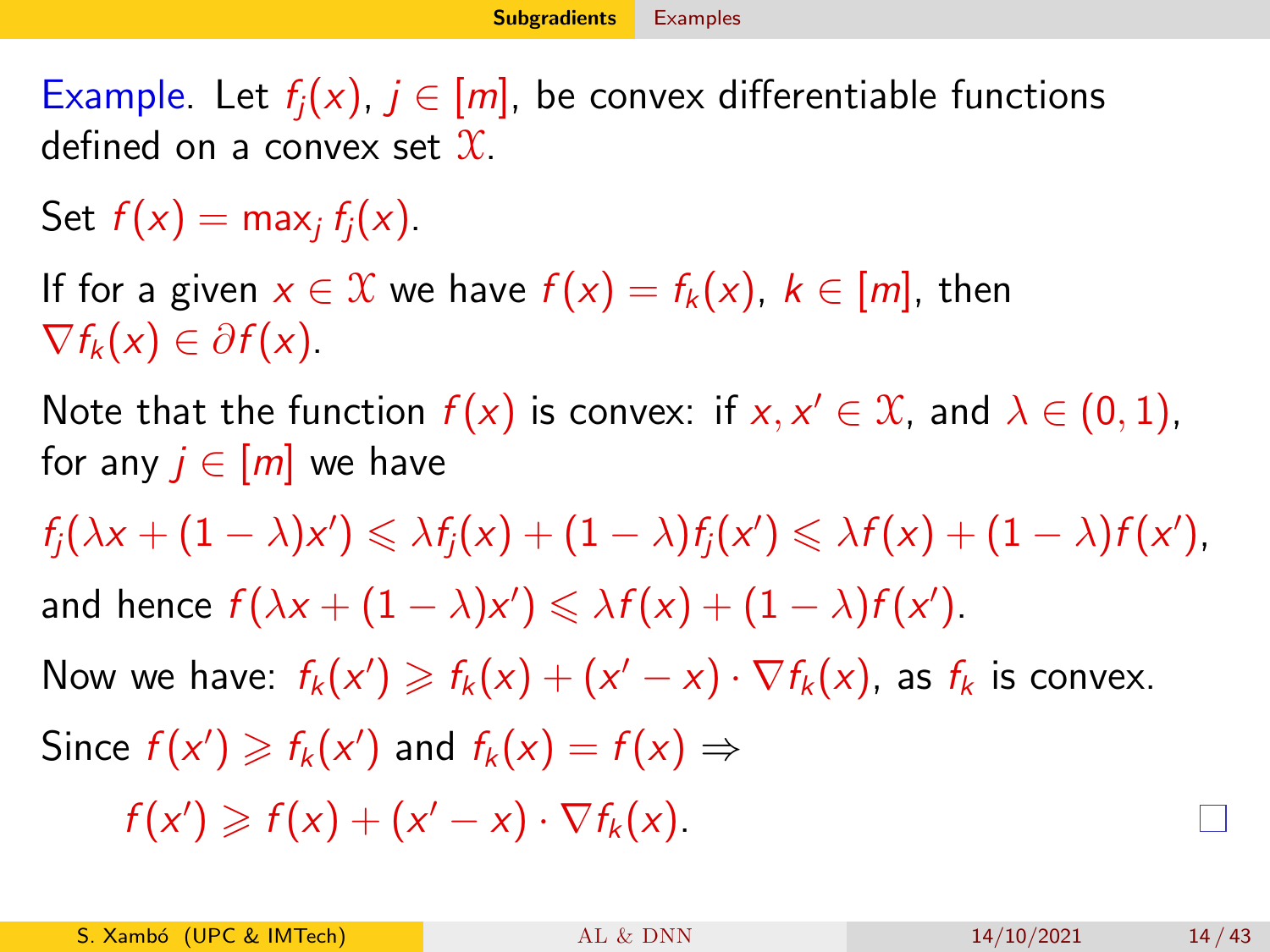Example. Let $f_j(x)$, $j \in [m]$, be convex differentiable functions defined on a convex set $\mathcal{X}$.

Set $f(x) = \max_j f_j(x)$.

If for a given $x \in \mathcal{X}$ we have $f(x) = f_k(x)$, $k \in [m]$, then $\nabla f_k(x) \in \partial f(x)$.

Note that the function $f(x)$ is convex: if $x, x' \in \mathcal{X}$, and $\lambda \in (0, 1)$, for any $j \in [m]$ we have

$$f_j(\lambda x + (1-\lambda)x') \leqslant \lambda f_j(x) + (1-\lambda) f_j(x') \leqslant \lambda f(x) + (1-\lambda) f(x'),$$

and hence $f(\lambda x + (1-\lambda)x') \leqslant \lambda f(x) + (1-\lambda) f(x')$.

Now we have: $f_k(x') \geqslant f_k(x) + (x' - x) \cdot \nabla f_k(x)$, as $f_k$ is convex.

Since $f(x') \geqslant f_k(x')$ and $f_k(x) = f(x) \Rightarrow$

$$f(x') \geqslant f(x) + (x' - x) \cdot \nabla f_k(x).$$

□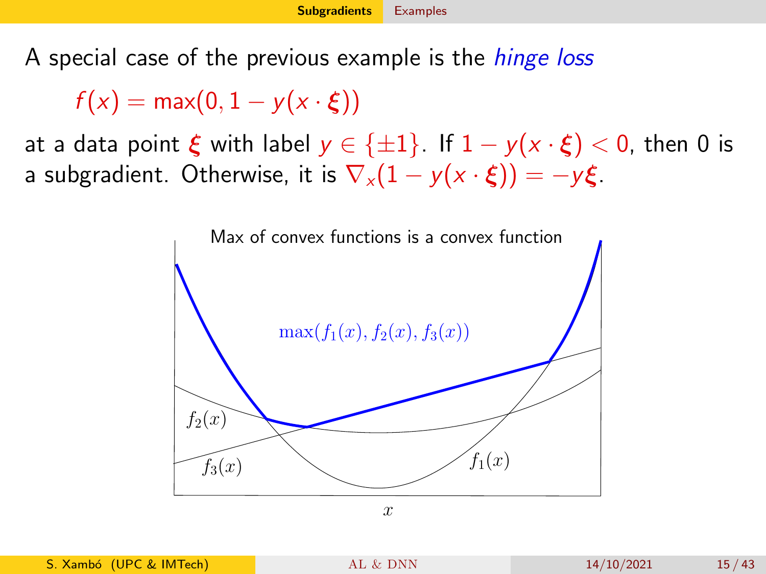A special case of the previous example is the *hinge loss*

$$f(x) = \max(0, 1 - y(x \cdot \boldsymbol{\xi}))$$

at a data point $\boldsymbol{\xi}$ with label $y \in \{\pm 1\}$. If $1 - y(x \cdot \boldsymbol{\xi}) < 0$, then 0 is a subgradient. Otherwise, it is $\nabla_x(1 - y(x \cdot \boldsymbol{\xi})) = -y\boldsymbol{\xi}$.

Max of convex functions is a convex function

$\max(f_1(x), f_2(x), f_3(x))$

$f_2(x)$

$f_3(x)$

$f_1(x)$

$x$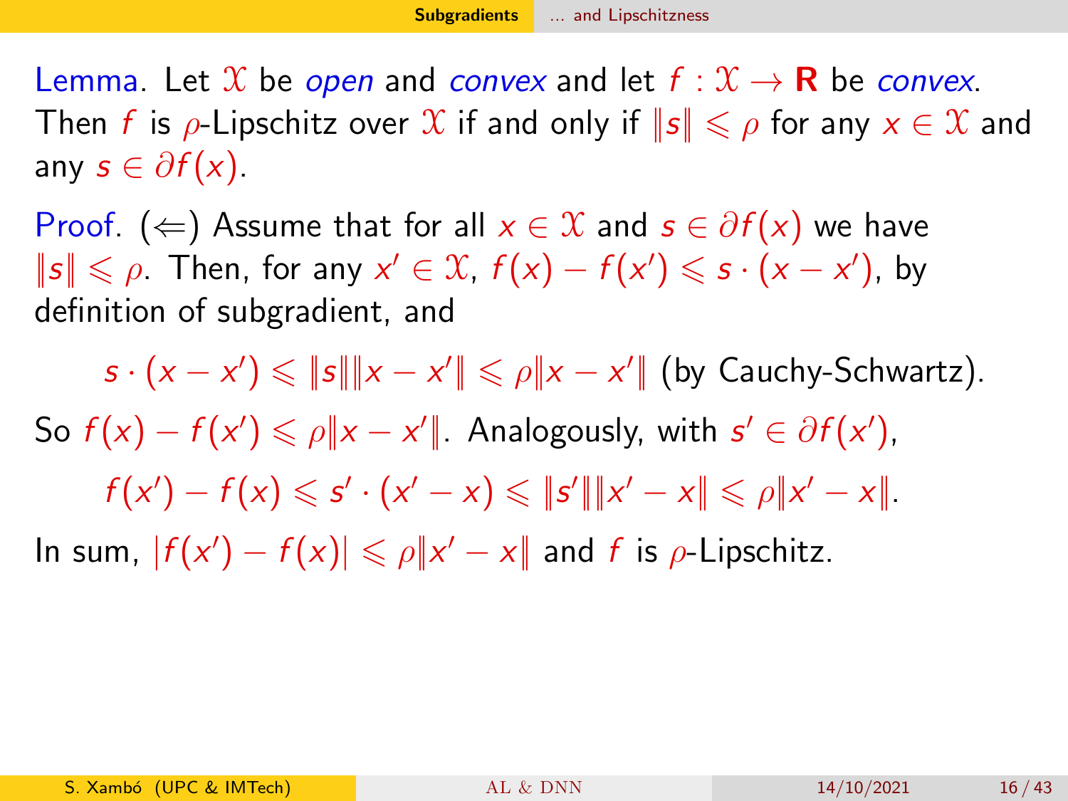**Lemma.** Let $\mathcal{X}$ be *open* and *convex* and let $f : \mathcal{X} \to \mathbf{R}$ be *convex*. Then $f$ is $\rho$-Lipschitz over $\mathcal{X}$ if and only if $\|s\| \leqslant \rho$ for any $x \in \mathcal{X}$ and any $s \in \partial f(x)$.

**Proof.** ($\Leftarrow$) Assume that for all $x \in \mathcal{X}$ and $s \in \partial f(x)$ we have $\|s\| \leqslant \rho$. Then, for any $x' \in \mathcal{X}$, $f(x) - f(x') \leqslant s \cdot (x - x')$, by definition of subgradient, and

$$s \cdot (x - x') \leqslant \|s\|\|x - x'\| \leqslant \rho\|x - x'\| \text{ (by Cauchy-Schwartz).}$$

So $f(x) - f(x') \leqslant \rho\|x - x'\|$. Analogously, with $s' \in \partial f(x')$,

$$f(x') - f(x) \leqslant s' \cdot (x' - x) \leqslant \|s'\|\|x' - x\| \leqslant \rho\|x' - x\|.$$

In sum, $|f(x') - f(x)| \leqslant \rho\|x' - x\|$ and $f$ is $\rho$-Lipschitz.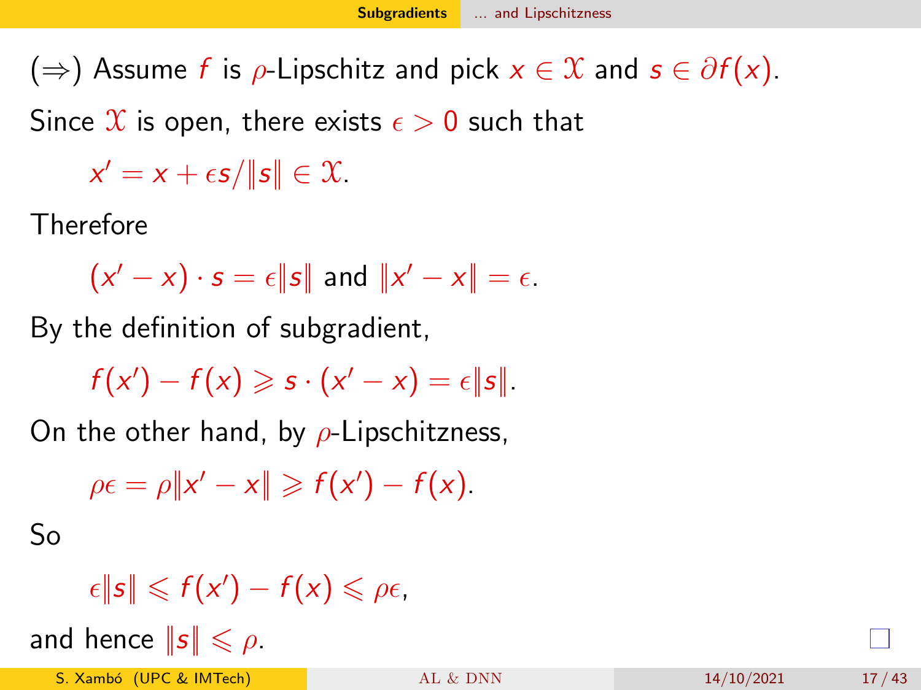($\Rightarrow$) Assume $f$ is $\rho$-Lipschitz and pick $x \in \mathcal{X}$ and $s \in \partial f(x)$.

Since $\mathcal{X}$ is open, there exists $\epsilon > 0$ such that

$$x' = x + \epsilon s / \|s\| \in \mathcal{X}.$$

Therefore

$$(x' - x) \cdot s = \epsilon \|s\| \text{ and } \|x' - x\| = \epsilon.$$

By the definition of subgradient,

$$f(x') - f(x) \geqslant s \cdot (x' - x) = \epsilon \|s\|.$$

On the other hand, by $\rho$-Lipschitzness,

$$\rho \epsilon = \rho \|x' - x\| \geqslant f(x') - f(x).$$

So

$$\epsilon \|s\| \leqslant f(x') - f(x) \leqslant \rho \epsilon,$$

and hence $\|s\| \leqslant \rho$. □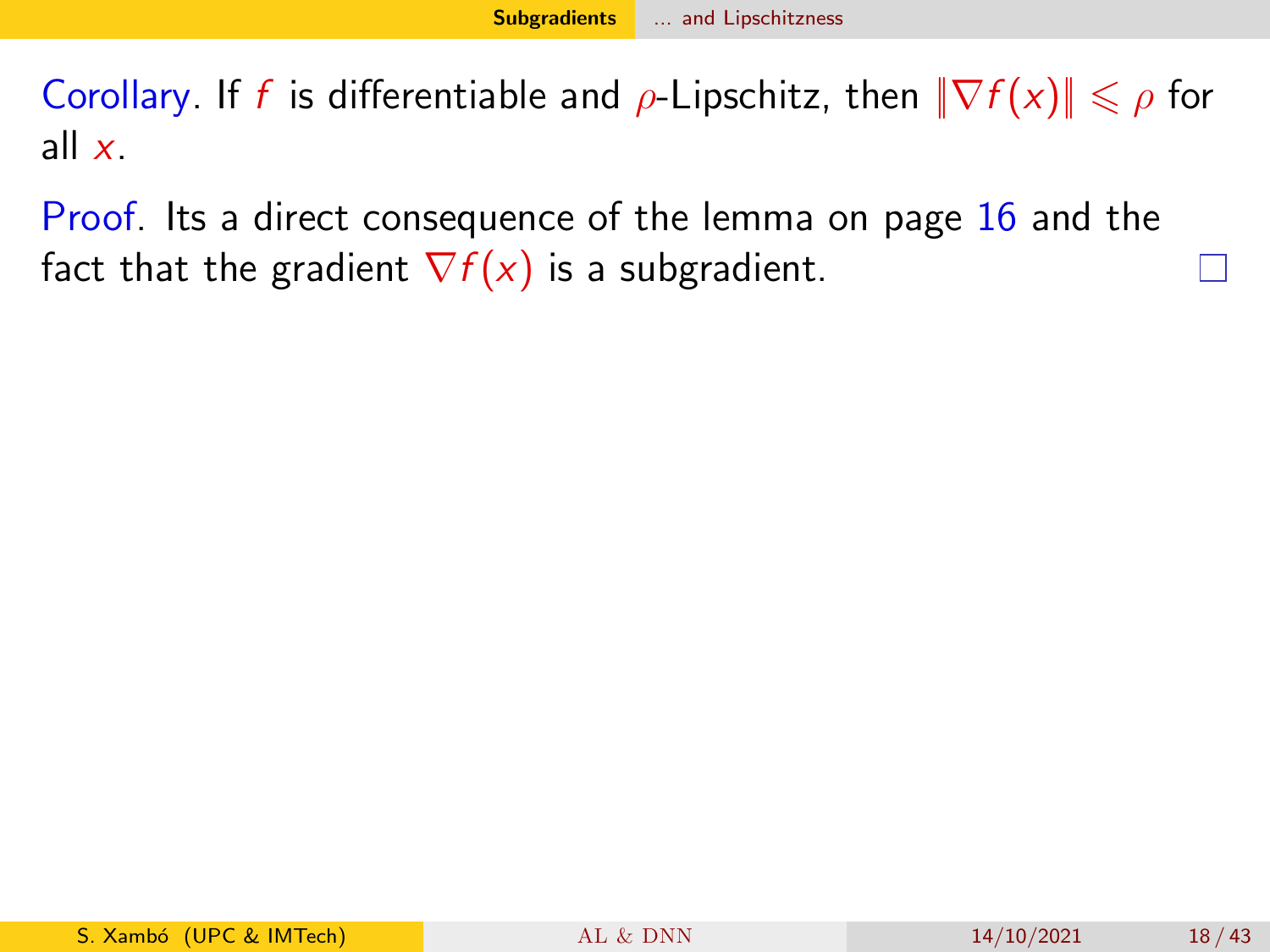Corollary. If $f$ is differentiable and $\rho$-Lipschitz, then $\|\nabla f(x)\| \leqslant \rho$ for all $x$.

Proof. Its a direct consequence of the lemma on page 16 and the fact that the gradient $\nabla f(x)$ is a subgradient. □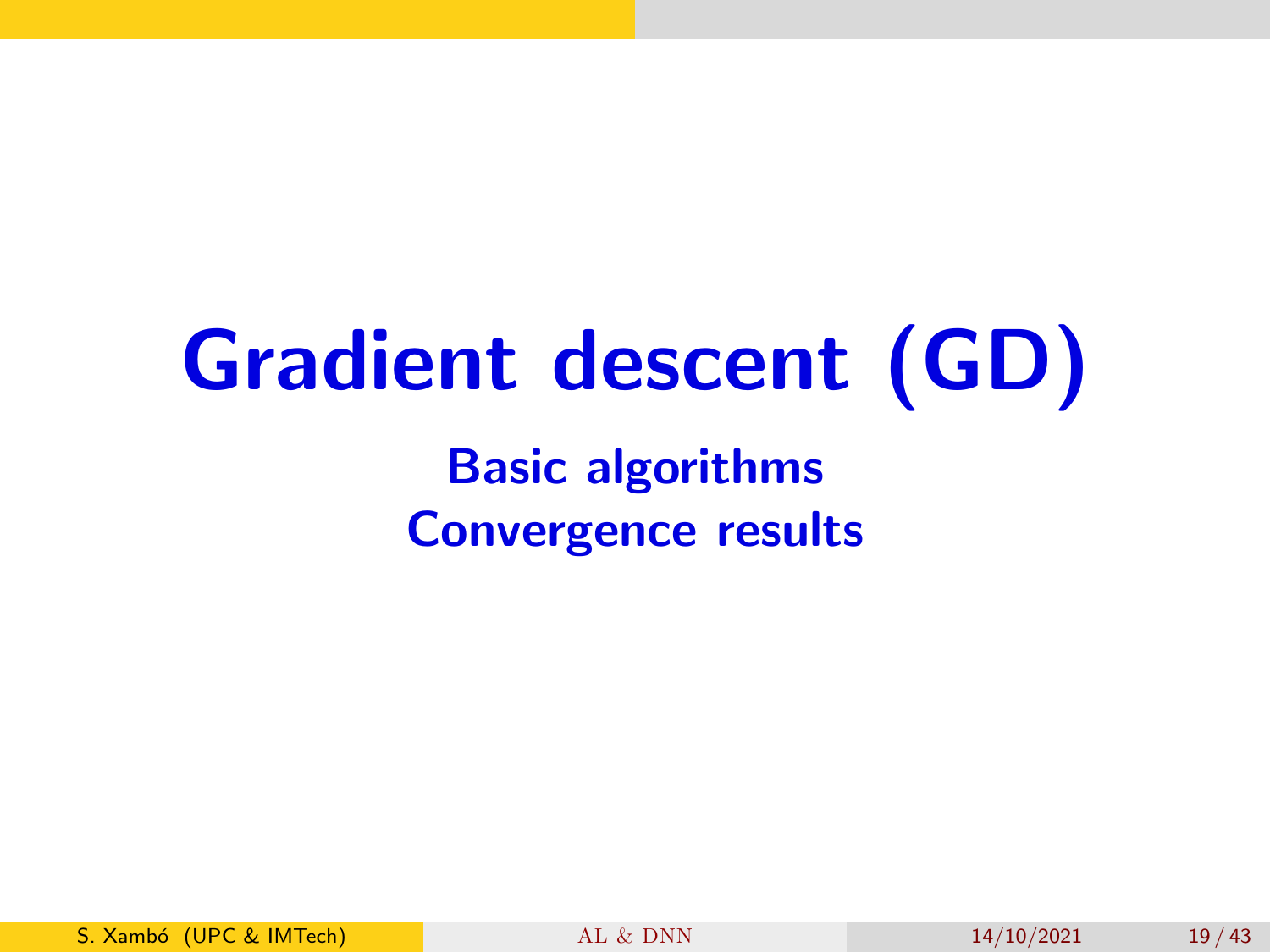# Gradient descent (GD)

**Basic algorithms**

**Convergence results**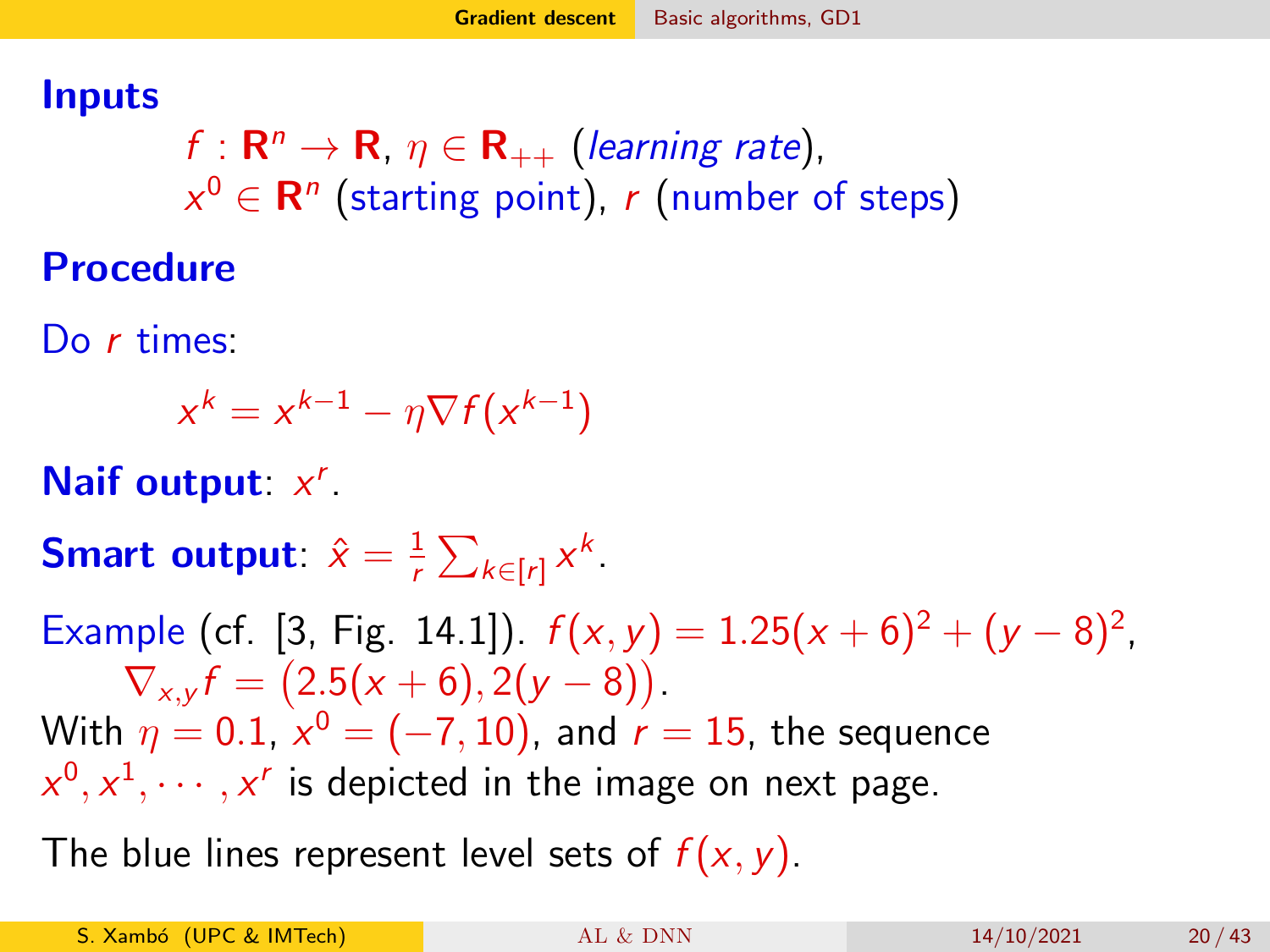## Inputs

$f : \mathbf{R}^n \to \mathbf{R}$, $\eta \in \mathbf{R}_{++}$ (*learning rate*),
$x^0 \in \mathbf{R}^n$ (starting point), $r$ (number of steps)

## Procedure

Do $r$ times:

$$x^k = x^{k-1} - \eta \nabla f(x^{k-1})$$

**Naif output**: $x^r$.

**Smart output**: $\hat{x} = \frac{1}{r} \sum_{k \in [r]} x^k$.

Example (cf. [3, Fig. 14.1]). $f(x, y) = 1.25(x + 6)^2 + (y - 8)^2$,
$\nabla_{x,y} f = \big(2.5(x + 6), 2(y - 8)\big)$.
With $\eta = 0.1$, $x^0 = (-7, 10)$, and $r = 15$, the sequence $x^0, x^1, \cdots, x^r$ is depicted in the image on next page.

The blue lines represent level sets of $f(x, y)$.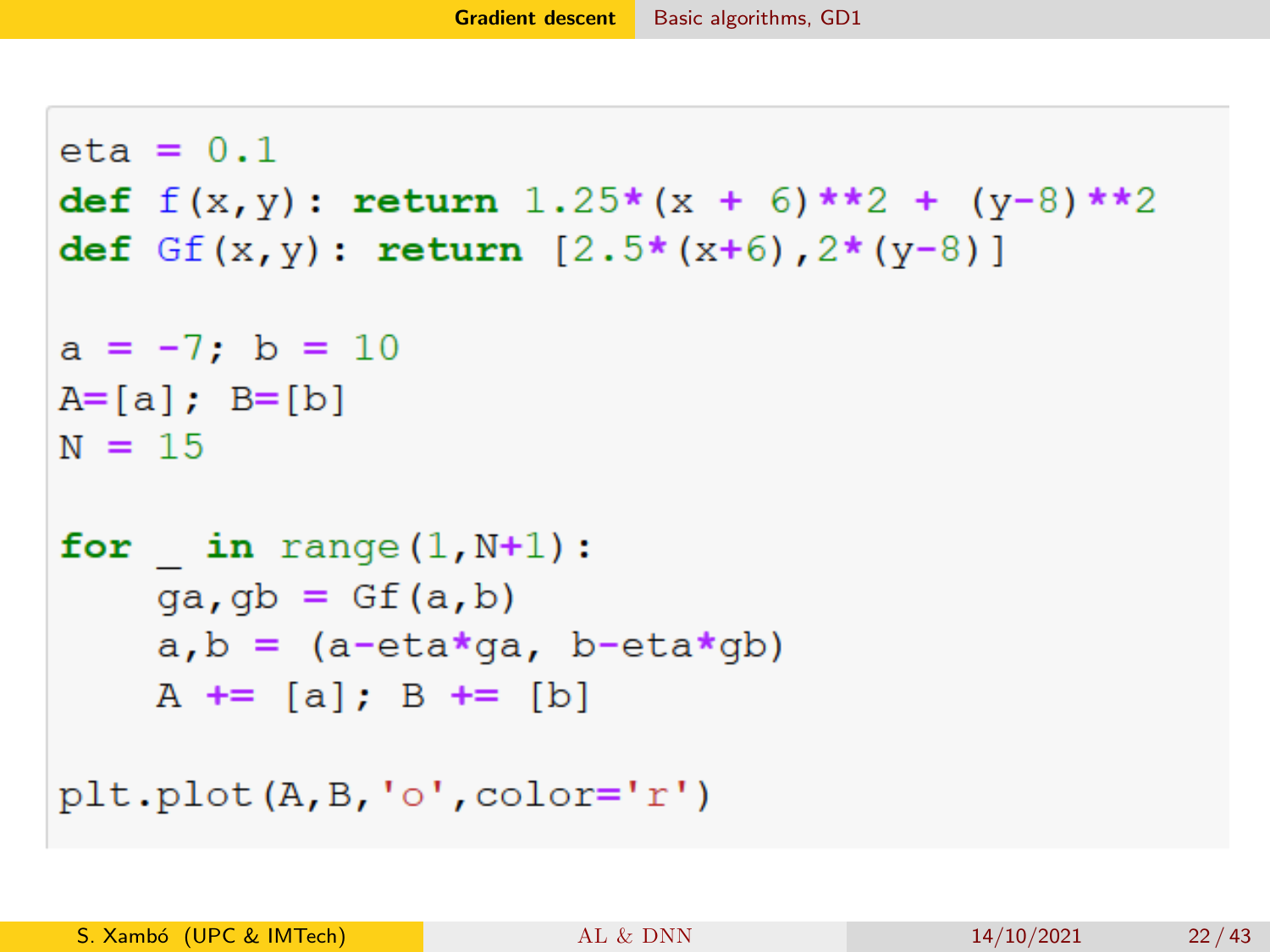```
eta = 0.1
def f(x,y): return 1.25*(x + 6)**2 + (y-8)**2
def Gf(x,y): return [2.5*(x+6),2*(y-8)]

a = -7; b = 10
A=[a]; B=[b]
N = 15

for _ in range(1,N+1):
    ga,gb = Gf(a,b)
    a,b = (a-eta*ga, b-eta*gb)
    A += [a]; B += [b]

plt.plot(A,B,'o',color='r')
```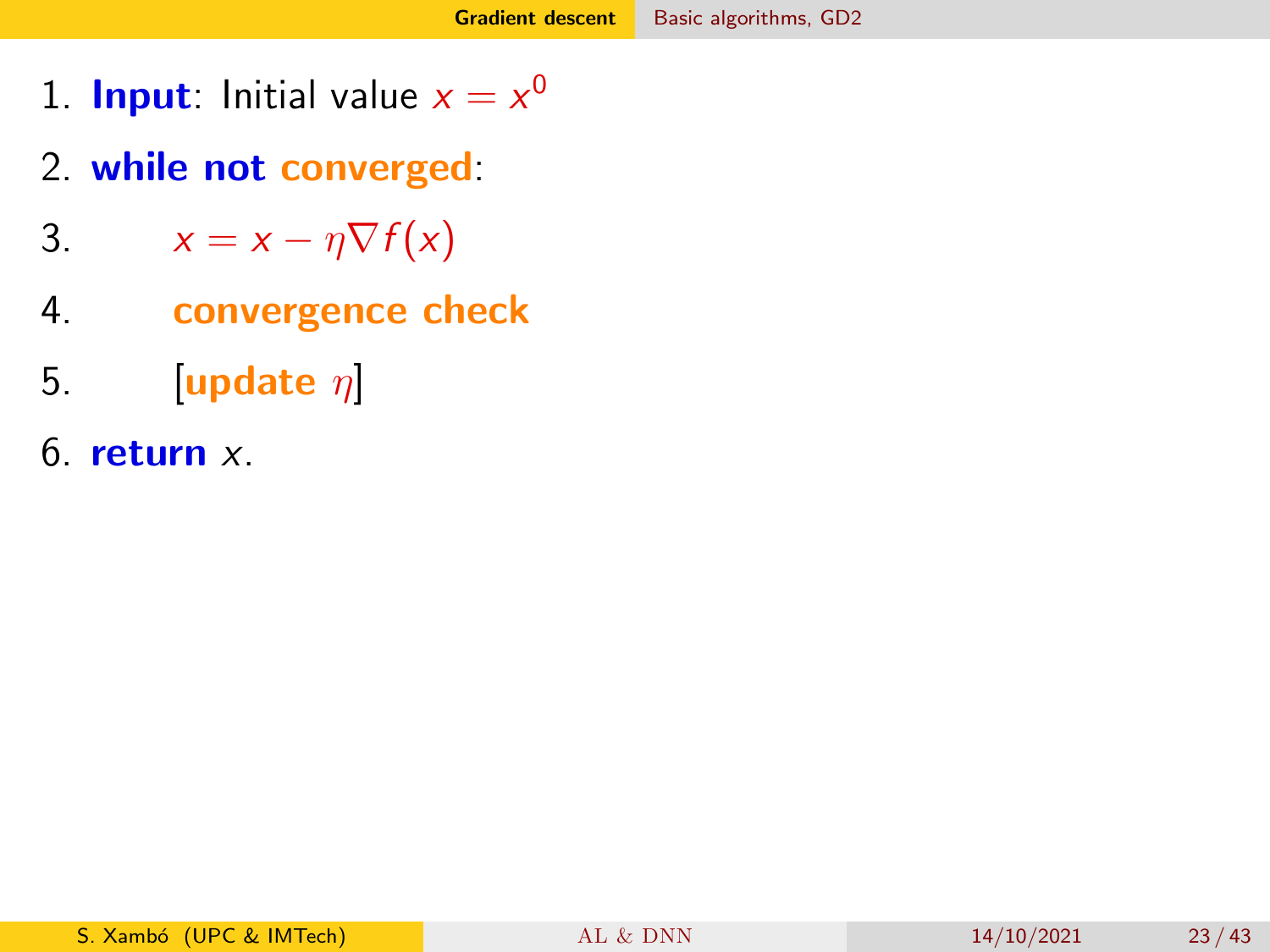1. **Input**: Initial value $x = x^0$
2. **while not converged**:
3. $\quad x = x - \eta \nabla f(x)$
4. $\quad$ **convergence check**
5. $\quad$ [**update** $\eta$]
6. **return** $x$.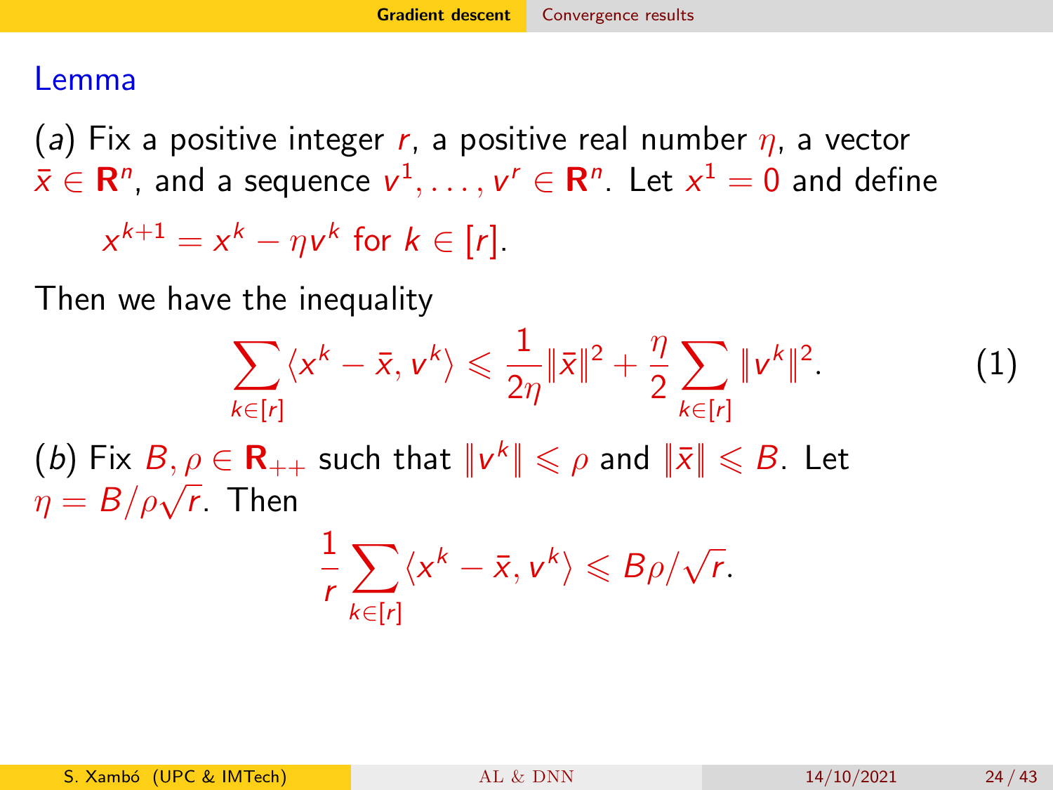### Lemma

(*a*) Fix a positive integer $r$, a positive real number $\eta$, a vector $\bar{x} \in \mathbf{R}^n$, and a sequence $v^1, \ldots, v^r \in \mathbf{R}^n$. Let $x^1 = 0$ and define

$$x^{k+1} = x^k - \eta v^k \text{ for } k \in [r].$$

Then we have the inequality

$$\sum_{k \in [r]} \langle x^k - \bar{x}, v^k \rangle \leqslant \frac{1}{2\eta} \|\bar{x}\|^2 + \frac{\eta}{2} \sum_{k \in [r]} \|v^k\|^2. \tag{1}$$

(*b*) Fix $B, \rho \in \mathbf{R}_{++}$ such that $\|v^k\| \leqslant \rho$ and $\|\bar{x}\| \leqslant B$. Let $\eta = B/\rho\sqrt{r}$. Then

$$\frac{1}{r} \sum_{k \in [r]} \langle x^k - \bar{x}, v^k \rangle \leqslant B\rho/\sqrt{r}.$$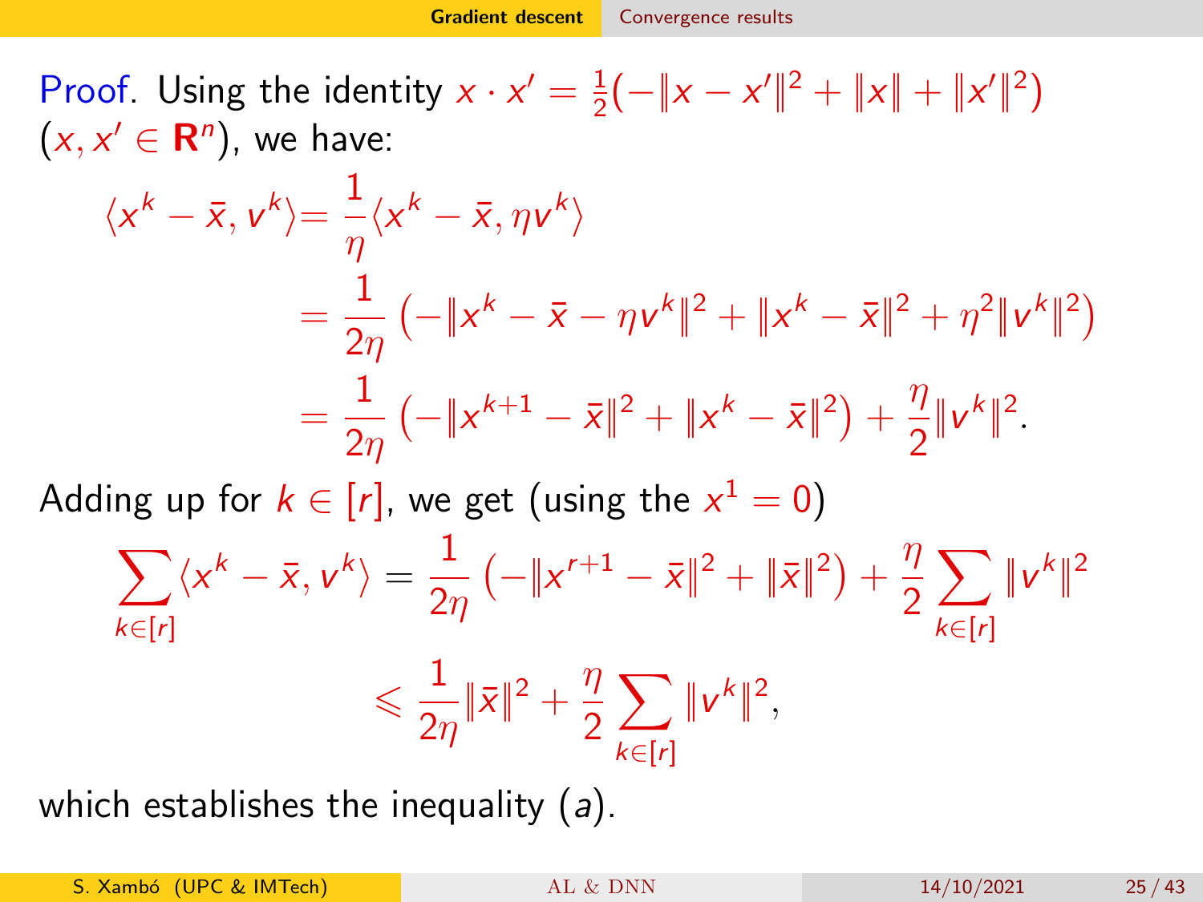Proof. Using the identity $x \cdot x' = \frac{1}{2}(-\|x - x'\|^2 + \|x\| + \|x'\|^2)$ $(x, x' \in \mathbf{R}^n)$, we have:

$$\begin{aligned}
\langle x^k - \bar{x}, v^k \rangle &= \frac{1}{\eta}\langle x^k - \bar{x}, \eta v^k \rangle \\
&= \frac{1}{2\eta}\left(-\|x^k - \bar{x} - \eta v^k\|^2 + \|x^k - \bar{x}\|^2 + \eta^2\|v^k\|^2\right) \\
&= \frac{1}{2\eta}\left(-\|x^{k+1} - \bar{x}\|^2 + \|x^k - \bar{x}\|^2\right) + \frac{\eta}{2}\|v^k\|^2.
\end{aligned}$$

Adding up for $k \in [r]$, we get (using the $x^1 = 0$)

$$\begin{aligned}
\sum_{k \in [r]} \langle x^k - \bar{x}, v^k \rangle &= \frac{1}{2\eta}\left(-\|x^{r+1} - \bar{x}\|^2 + \|\bar{x}\|^2\right) + \frac{\eta}{2}\sum_{k \in [r]} \|v^k\|^2 \\
&\leqslant \frac{1}{2\eta}\|\bar{x}\|^2 + \frac{\eta}{2}\sum_{k \in [r]} \|v^k\|^2,
\end{aligned}$$

which establishes the inequality (*a*).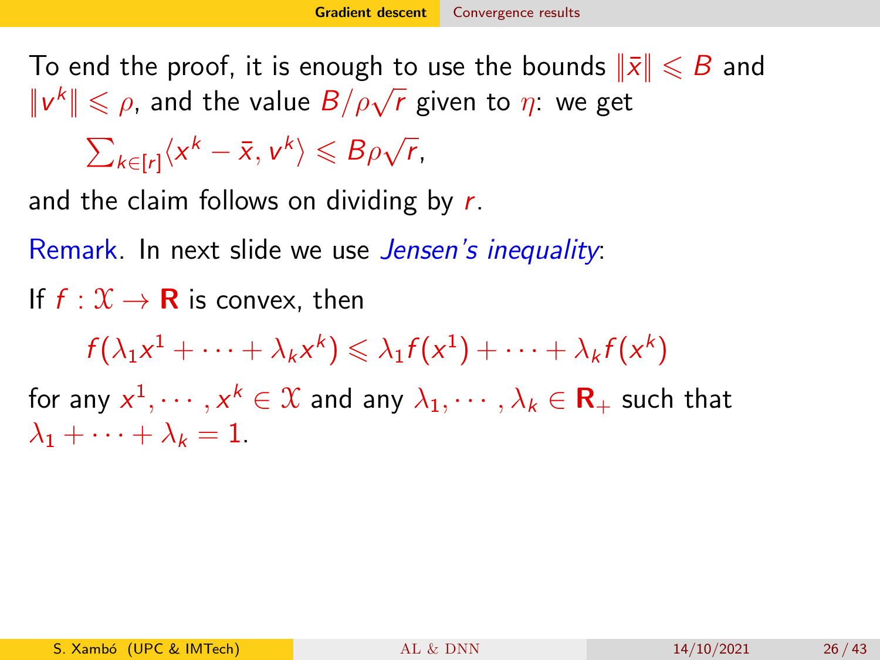To end the proof, it is enough to use the bounds $\|\bar{x}\| \leqslant B$ and $\|v^k\| \leqslant \rho$, and the value $B/\rho\sqrt{r}$ given to $\eta$: we get

$$\sum_{k\in[r]}\langle x^k - \bar{x}, v^k\rangle \leqslant B\rho\sqrt{r},$$

and the claim follows on dividing by $r$.

Remark. In next slide we use *Jensen's inequality*:

If $f : \mathcal{X} \to \mathbf{R}$ is convex, then

$$f(\lambda_1 x^1 + \cdots + \lambda_k x^k) \leqslant \lambda_1 f(x^1) + \cdots + \lambda_k f(x^k)$$

for any $x^1, \cdots, x^k \in \mathcal{X}$ and any $\lambda_1, \cdots, \lambda_k \in \mathbf{R}_+$ such that $\lambda_1 + \cdots + \lambda_k = 1$.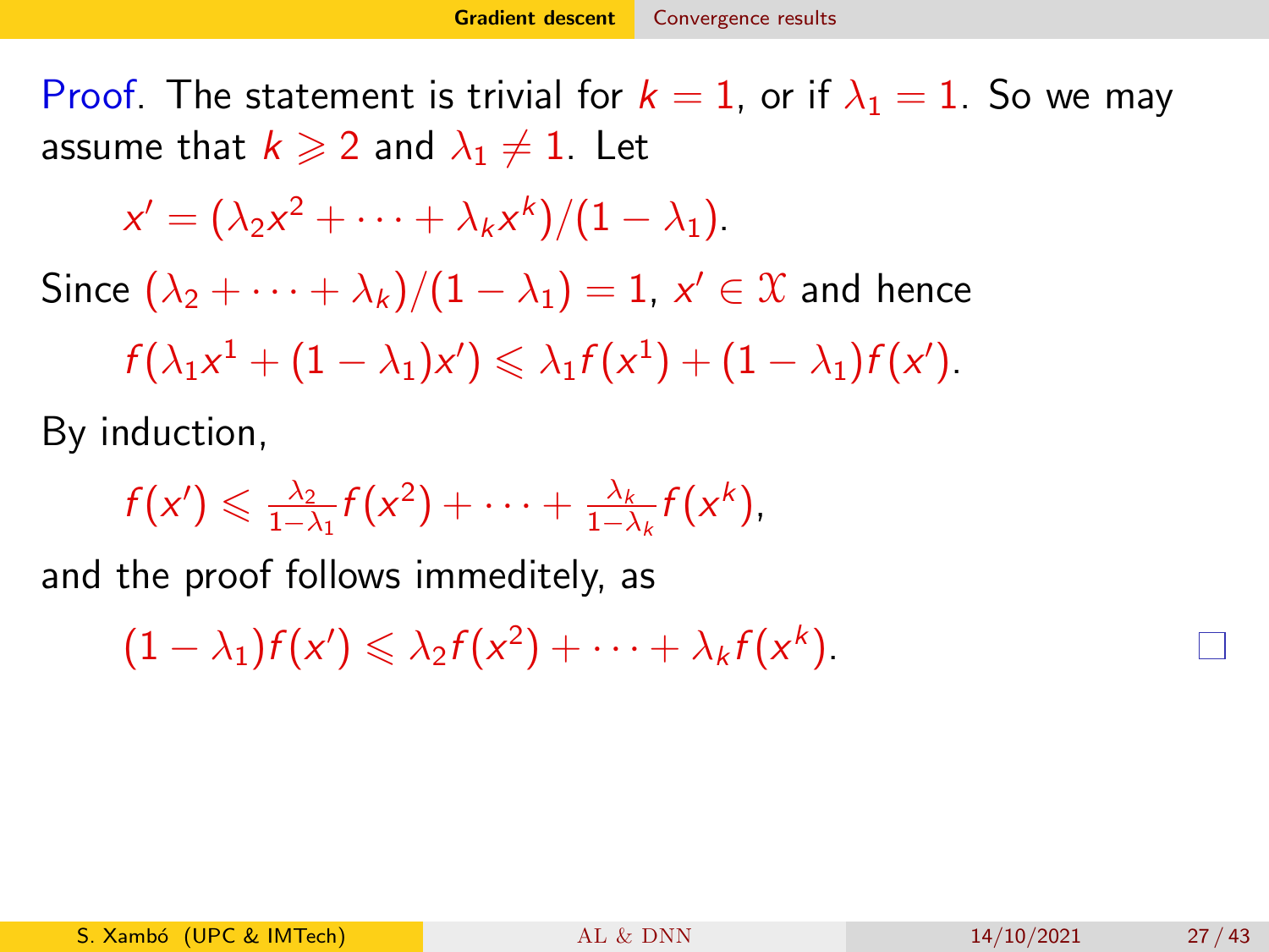Proof. The statement is trivial for $k = 1$, or if $\lambda_1 = 1$. So we may assume that $k \geqslant 2$ and $\lambda_1 \neq 1$. Let

$$x' = (\lambda_2 x^2 + \cdots + \lambda_k x^k)/(1 - \lambda_1).$$

Since $(\lambda_2 + \cdots + \lambda_k)/(1 - \lambda_1) = 1$, $x' \in \mathcal{X}$ and hence

$$f(\lambda_1 x^1 + (1 - \lambda_1)x') \leqslant \lambda_1 f(x^1) + (1 - \lambda_1) f(x').$$

By induction,

$$f(x') \leqslant \tfrac{\lambda_2}{1-\lambda_1} f(x^2) + \cdots + \tfrac{\lambda_k}{1-\lambda_k} f(x^k),$$

and the proof follows immeditely, as

$$(1 - \lambda_1) f(x') \leqslant \lambda_2 f(x^2) + \cdots + \lambda_k f(x^k).$$

□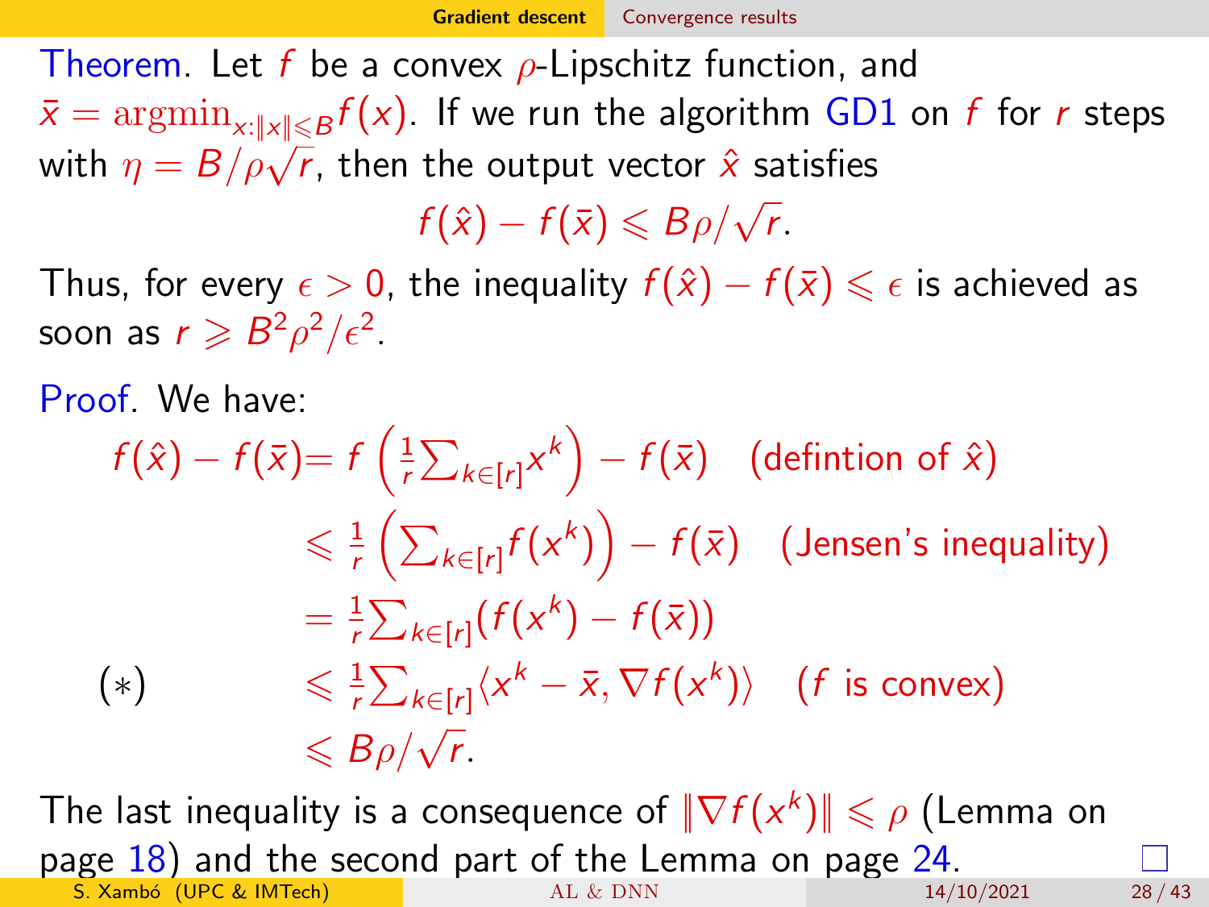**Theorem**. Let $f$ be a convex $\rho$-Lipschitz function, and $\bar{x} = \mathrm{argmin}_{x:\|x\|\leqslant B} f(x)$. If we run the algorithm GD1 on $f$ for $r$ steps with $\eta = B/\rho\sqrt{r}$, then the output vector $\hat{x}$ satisfies

$$f(\hat{x}) - f(\bar{x}) \leqslant B\rho/\sqrt{r}.$$

Thus, for every $\epsilon > 0$, the inequality $f(\hat{x}) - f(\bar{x}) \leqslant \epsilon$ is achieved as soon as $r \geqslant B^2\rho^2/\epsilon^2$.

**Proof**. We have:

$$
\begin{aligned}
f(\hat{x}) - f(\bar{x}) &= f\left(\tfrac{1}{r}\textstyle\sum_{k\in[r]} x^k\right) - f(\bar{x}) \quad \text{(defintion of } \hat{x}\text{)} \\
&\leqslant \tfrac{1}{r}\left(\textstyle\sum_{k\in[r]} f(x^k)\right) - f(\bar{x}) \quad \text{(Jensen's inequality)} \\
&= \tfrac{1}{r}\textstyle\sum_{k\in[r]} (f(x^k) - f(\bar{x})) \\
(*) \qquad &\leqslant \tfrac{1}{r}\textstyle\sum_{k\in[r]} \langle x^k - \bar{x}, \nabla f(x^k)\rangle \quad (f \text{ is convex}) \\
&\leqslant B\rho/\sqrt{r}.
\end{aligned}
$$

The last inequality is a consequence of $\|\nabla f(x^k)\| \leqslant \rho$ (Lemma on page 18) and the second part of the Lemma on page 24. □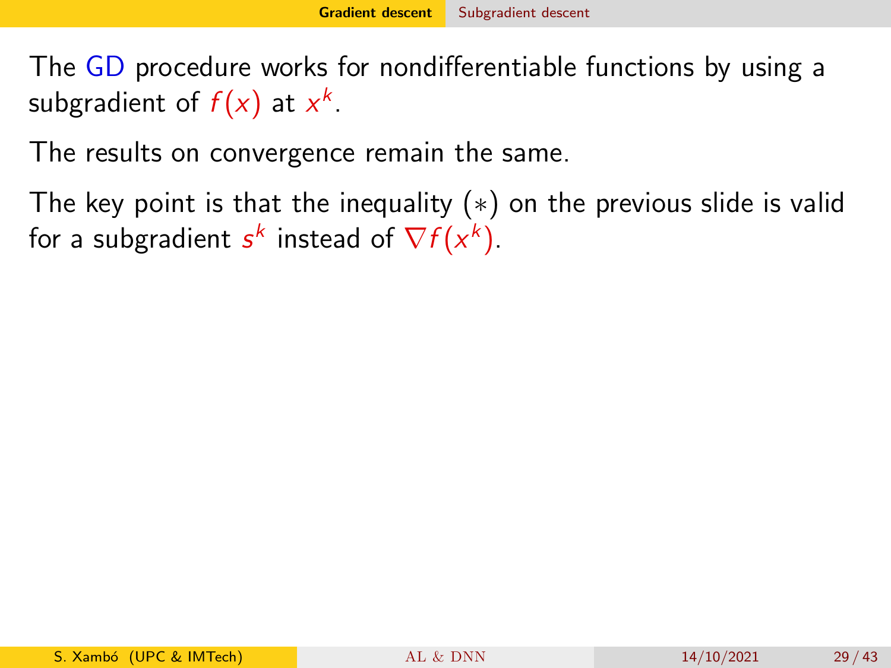The GD procedure works for nondifferentiable functions by using a subgradient of $f(x)$ at $x^k$.

The results on convergence remain the same.

The key point is that the inequality $(*)$ on the previous slide is valid for a subgradient $s^k$ instead of $\nabla f(x^k)$.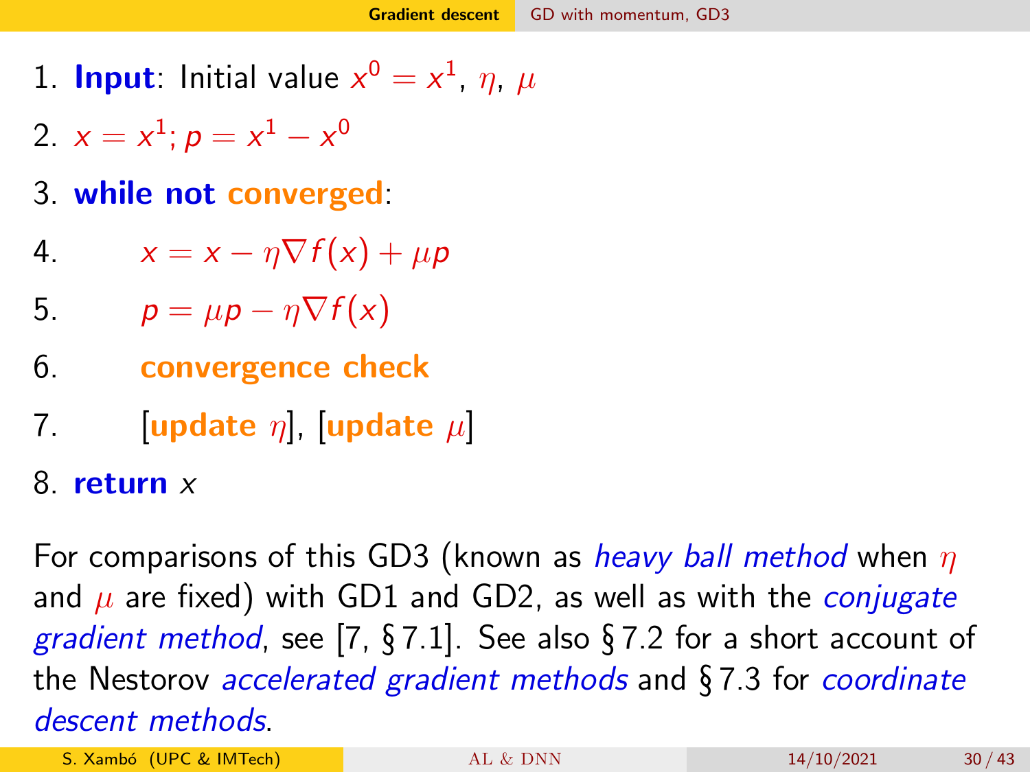1. **Input**: Initial value $x^0 = x^1$, $\eta$, $\mu$
2. $x = x^1; p = x^1 - x^0$
3. **while not converged**:
4. $\quad x = x - \eta \nabla f(x) + \mu p$
5. $\quad p = \mu p - \eta \nabla f(x)$
6. $\quad$ **convergence check**
7. $\quad$ [**update** $\eta$], [**update** $\mu$]
8. **return** $x$

For comparisons of this GD3 (known as *heavy ball method* when $\eta$ and $\mu$ are fixed) with GD1 and GD2, as well as with the *conjugate gradient method*, see [7, § 7.1]. See also § 7.2 for a short account of the Nestorov *accelerated gradient methods* and § 7.3 for *coordinate descent methods*.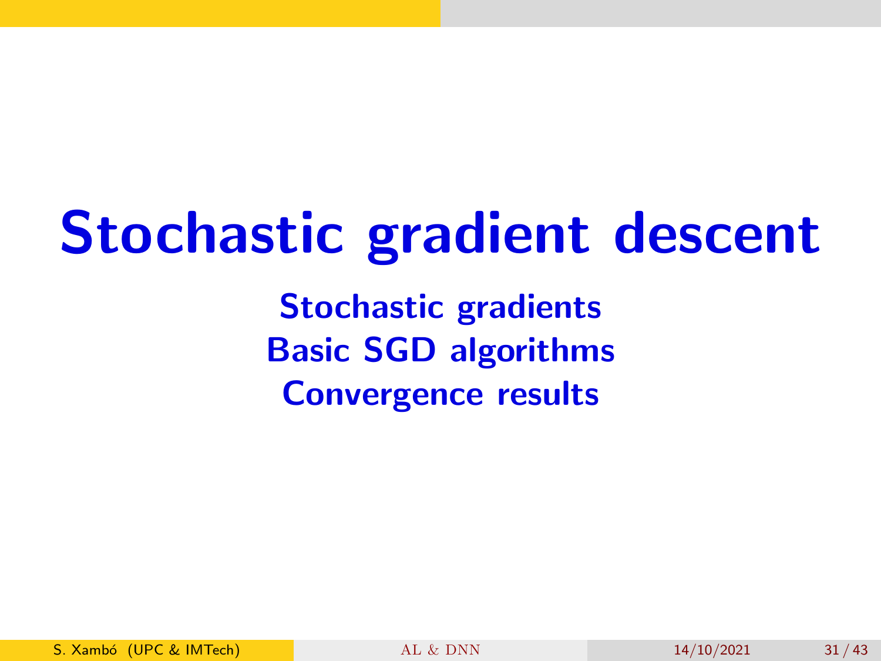# Stochastic gradient descent

**Stochastic gradients**
**Basic SGD algorithms**
**Convergence results**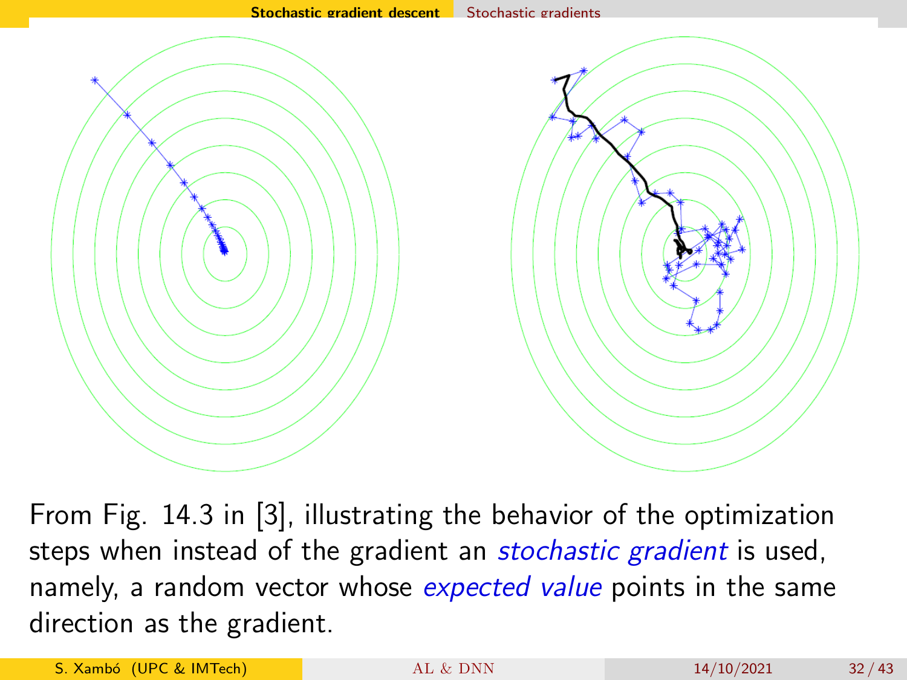From Fig. 14.3 in [3], illustrating the behavior of the optimization steps when instead of the gradient an *stochastic gradient* is used, namely, a random vector whose *expected value* points in the same direction as the gradient.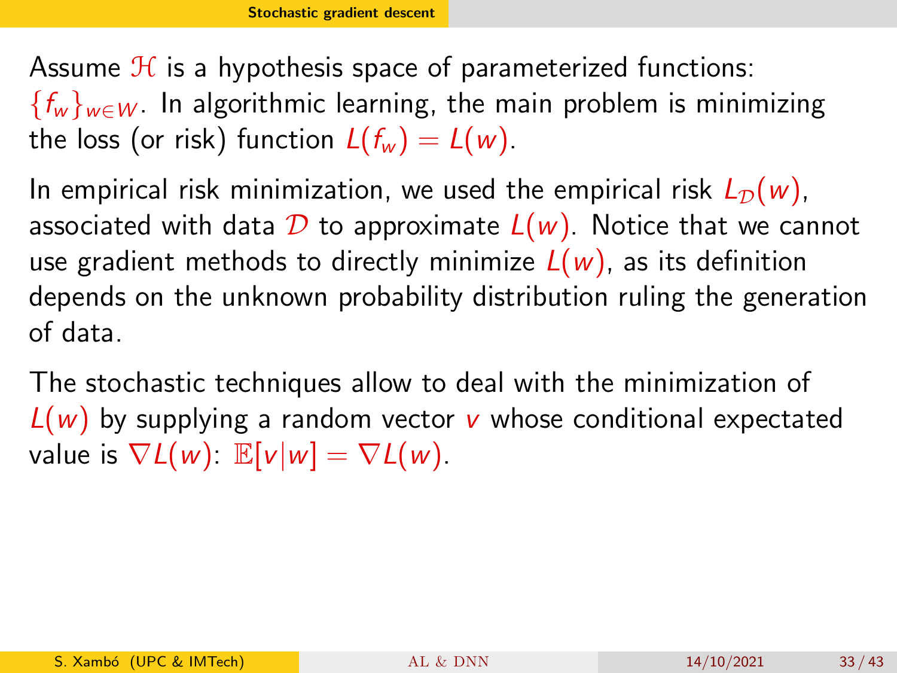## Stochastic gradient descent

Assume $\mathcal{H}$ is a hypothesis space of parameterized functions: $\{f_w\}_{w \in W}$. In algorithmic learning, the main problem is minimizing the loss (or risk) function $L(f_w) = L(w)$.

In empirical risk minimization, we used the empirical risk $L_{\mathcal{D}}(w)$, associated with data $\mathcal{D}$ to approximate $L(w)$. Notice that we cannot use gradient methods to directly minimize $L(w)$, as its definition depends on the unknown probability distribution ruling the generation of data.

The stochastic techniques allow to deal with the minimization of $L(w)$ by supplying a random vector $v$ whose conditional expectated value is $\nabla L(w)$: $\mathbb{E}[v|w] = \nabla L(w)$.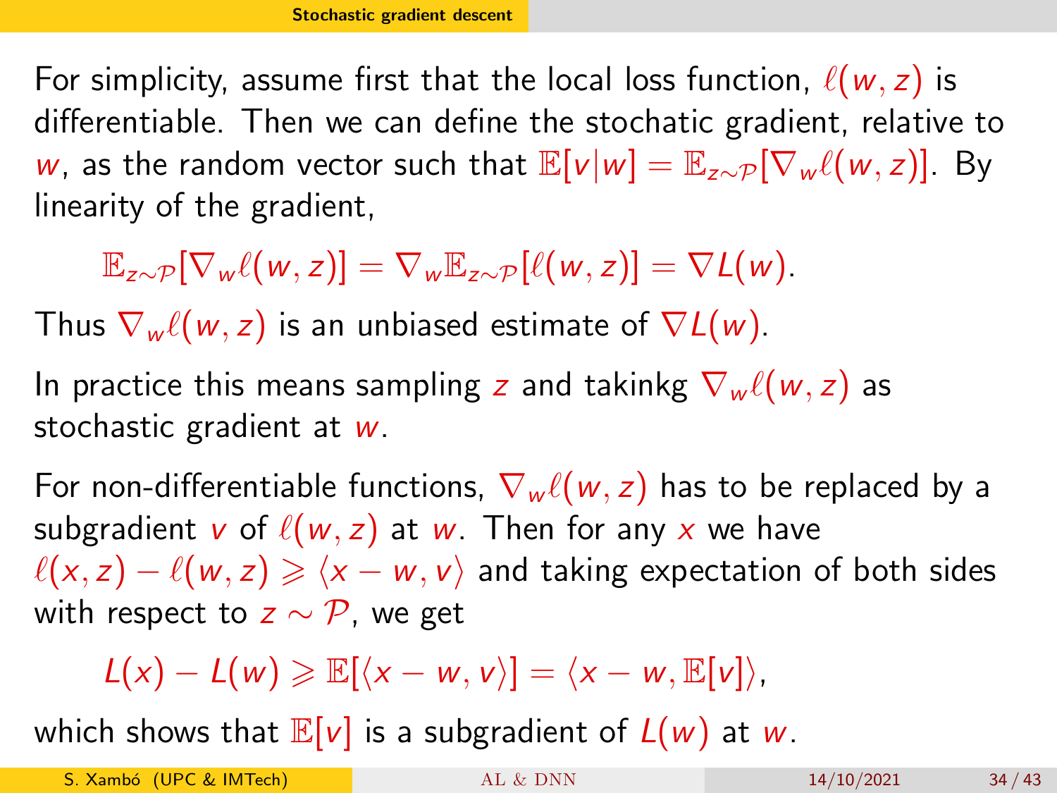## Stochastic gradient descent

For simplicity, assume first that the local loss function, $\ell(w, z)$ is differentiable. Then we can define the stochastic gradient, relative to $w$, as the random vector such that $\mathbb{E}[v|w] = \mathbb{E}_{z\sim\mathcal{P}}[\nabla_w \ell(w, z)]$. By linearity of the gradient,

$$\mathbb{E}_{z\sim\mathcal{P}}[\nabla_w \ell(w, z)] = \nabla_w \mathbb{E}_{z\sim\mathcal{P}}[\ell(w, z)] = \nabla L(w).$$

Thus $\nabla_w \ell(w, z)$ is an unbiased estimate of $\nabla L(w)$.

In practice this means sampling $z$ and takinkg $\nabla_w \ell(w, z)$ as stochastic gradient at $w$.

For non-differentiable functions, $\nabla_w \ell(w, z)$ has to be replaced by a subgradient $v$ of $\ell(w, z)$ at $w$. Then for any $x$ we have $\ell(x, z) - \ell(w, z) \geqslant \langle x - w, v\rangle$ and taking expectation of both sides with respect to $z \sim \mathcal{P}$, we get

$$L(x) - L(w) \geqslant \mathbb{E}[\langle x - w, v\rangle] = \langle x - w, \mathbb{E}[v]\rangle,$$

which shows that $\mathbb{E}[v]$ is a subgradient of $L(w)$ at $w$.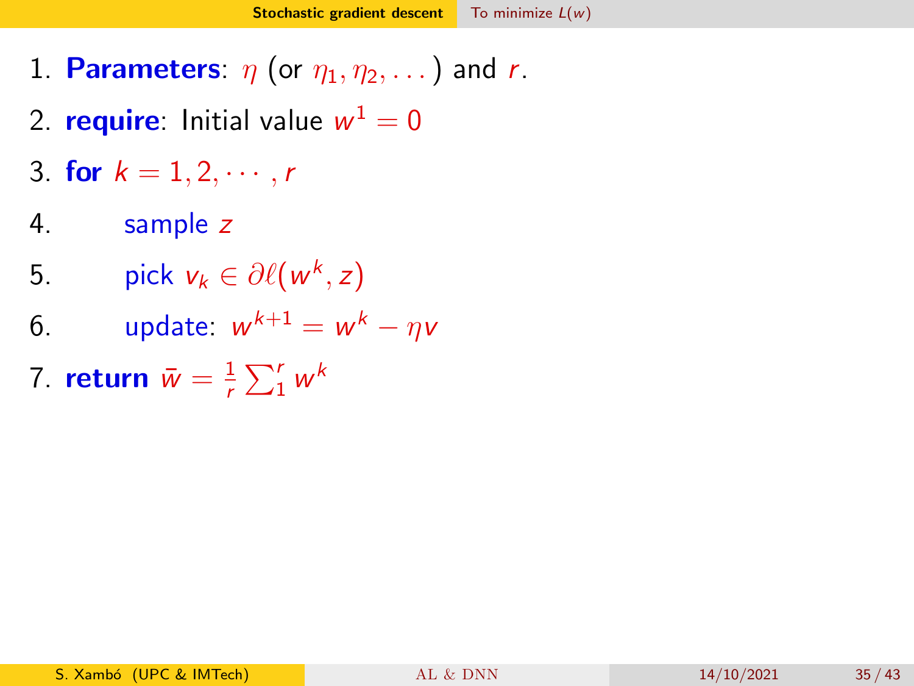1. **Parameters**: $\eta$ (or $\eta_1, \eta_2, \ldots$) and $r$.
2. **require**: Initial value $w^1 = 0$
3. **for** $k = 1, 2, \cdots, r$
4. sample $z$
5. pick $v_k \in \partial\ell(w^k, z)$
6. update: $w^{k+1} = w^k - \eta v$
7. **return** $\bar{w} = \frac{1}{r}\sum_1^r w^k$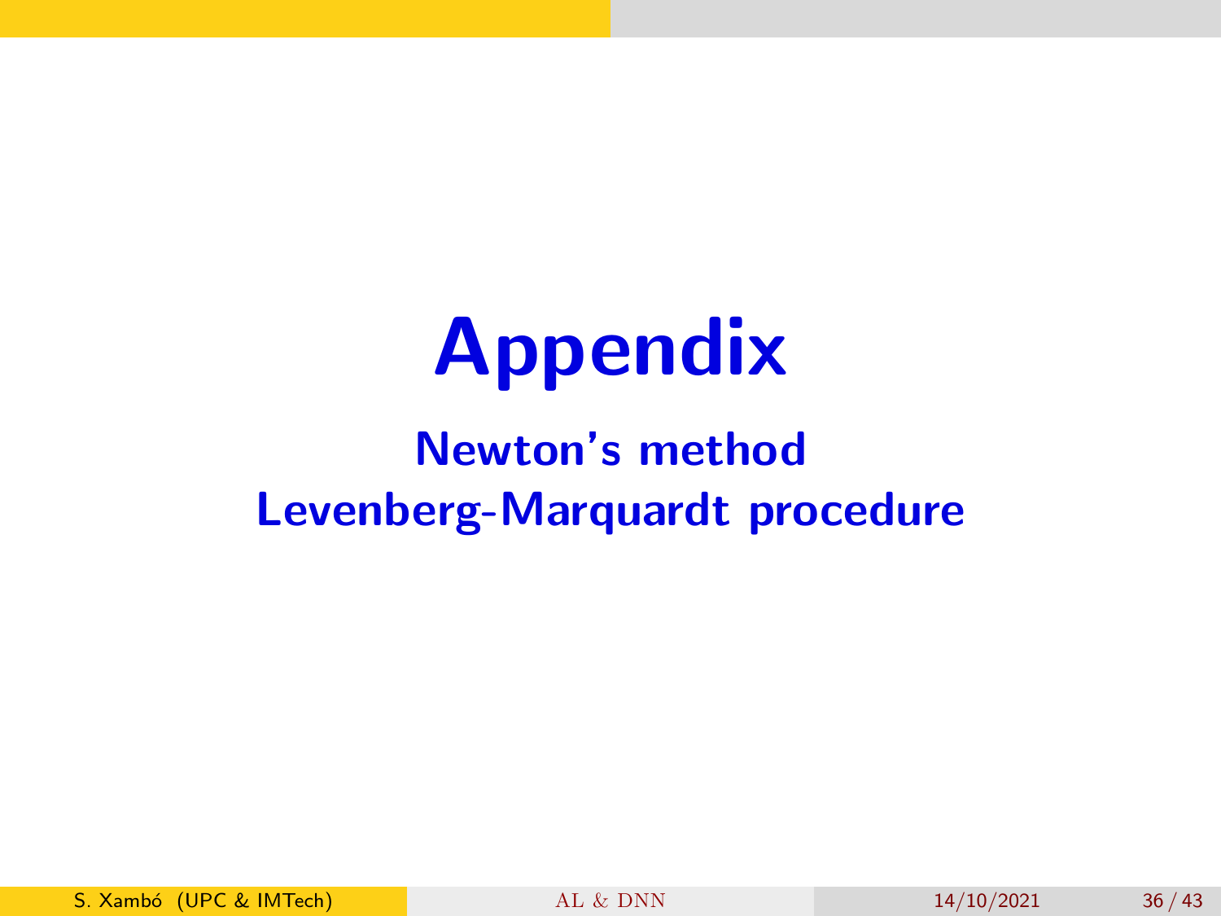# Appendix

## Newton's method
## Levenberg-Marquardt procedure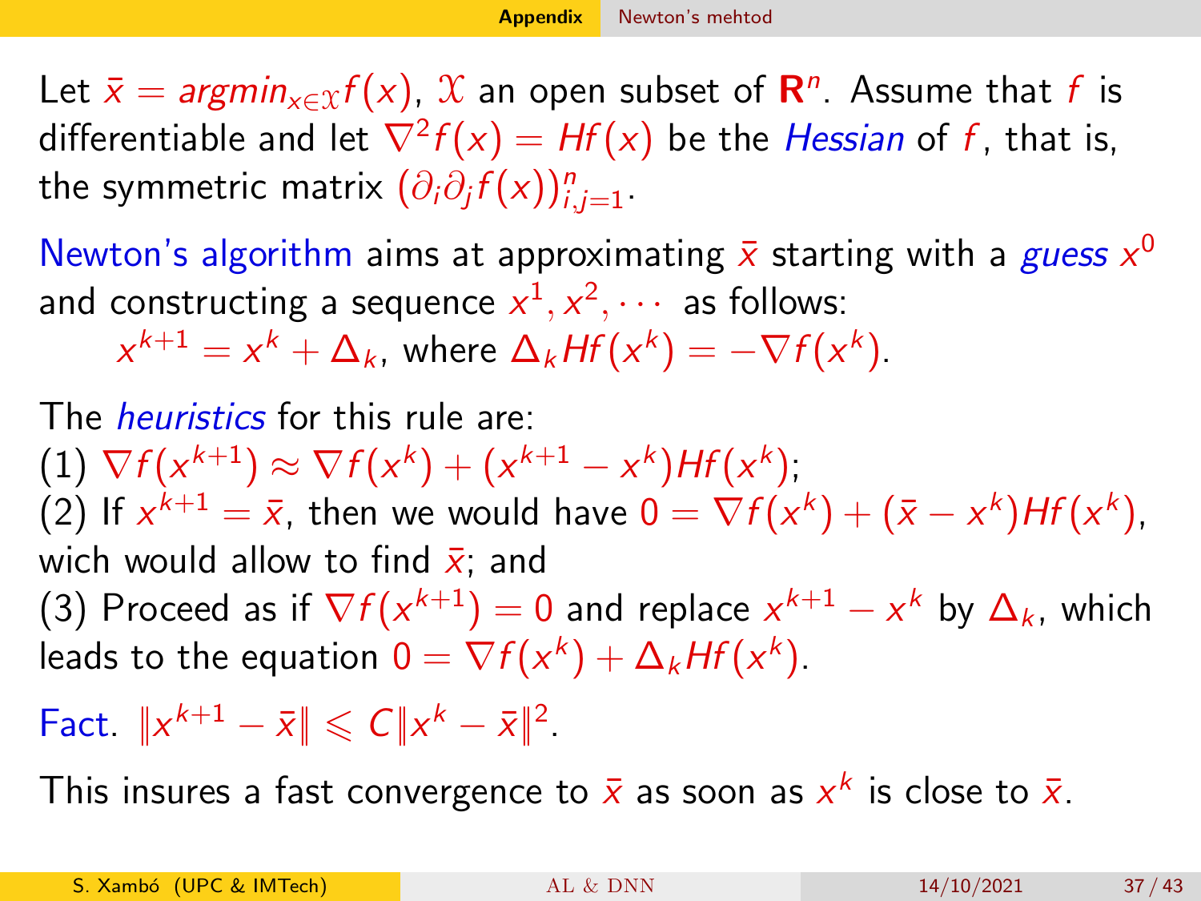Let $\bar{x} = argmin_{x \in \mathcal{X}} f(x)$, $\mathcal{X}$ an open subset of $\mathbf{R}^n$. Assume that $f$ is differentiable and let $\nabla^2 f(x) = Hf(x)$ be the *Hessian* of $f$, that is, the symmetric matrix $(\partial_i \partial_j f(x))_{i,j=1}^n$.

Newton's algorithm aims at approximating $\bar{x}$ starting with a *guess* $x^0$ and constructing a sequence $x^1, x^2, \cdots$ as follows:

$$x^{k+1} = x^k + \Delta_k, \text{ where } \Delta_k Hf(x^k) = -\nabla f(x^k).$$

The *heuristics* for this rule are:

(1) $\nabla f(x^{k+1}) \approx \nabla f(x^k) + (x^{k+1} - x^k) Hf(x^k)$;

(2) If $x^{k+1} = \bar{x}$, then we would have $0 = \nabla f(x^k) + (\bar{x} - x^k) Hf(x^k)$, wich would allow to find $\bar{x}$; and

(3) Proceed as if $\nabla f(x^{k+1}) = 0$ and replace $x^{k+1} - x^k$ by $\Delta_k$, which leads to the equation $0 = \nabla f(x^k) + \Delta_k Hf(x^k)$.

Fact. $\|x^{k+1} - \bar{x}\| \leqslant C \|x^k - \bar{x}\|^2$.

This insures a fast convergence to $\bar{x}$ as soon as $x^k$ is close to $\bar{x}$.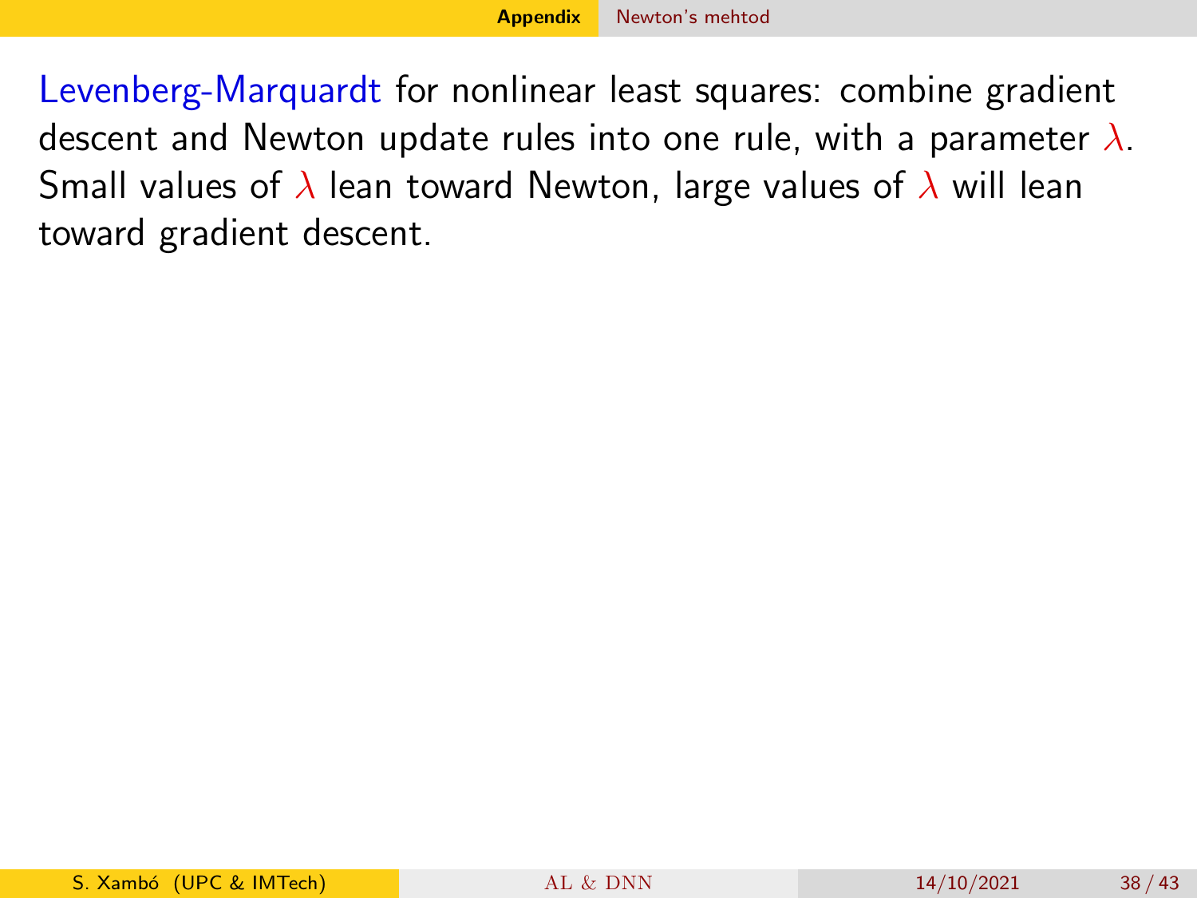Levenberg-Marquardt for nonlinear least squares: combine gradient descent and Newton update rules into one rule, with a parameter $\lambda$. Small values of $\lambda$ lean toward Newton, large values of $\lambda$ will lean toward gradient descent.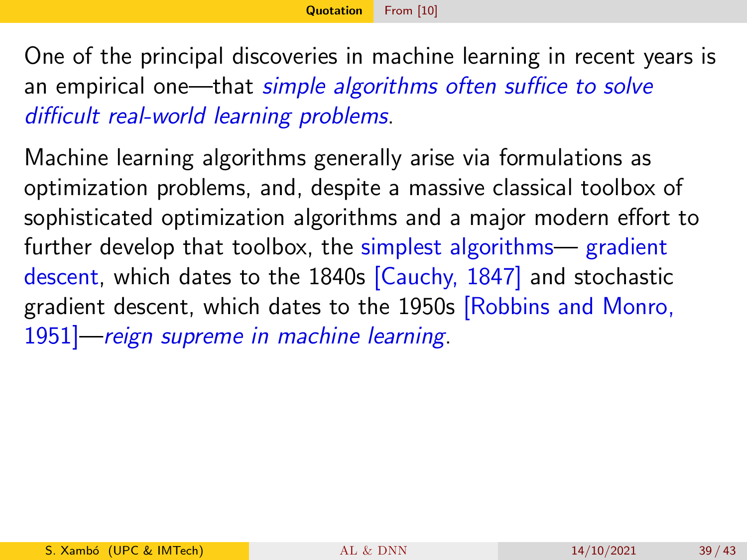## Quotation — From [10]

One of the principal discoveries in machine learning in recent years is an empirical one—that *simple algorithms often suffice to solve difficult real-world learning problems*.

Machine learning algorithms generally arise via formulations as optimization problems, and, despite a massive classical toolbox of sophisticated optimization algorithms and a major modern effort to further develop that toolbox, the simplest algorithms— gradient descent, which dates to the 1840s [Cauchy, 1847] and stochastic gradient descent, which dates to the 1950s [Robbins and Monro, 1951]—*reign supreme in machine learning*.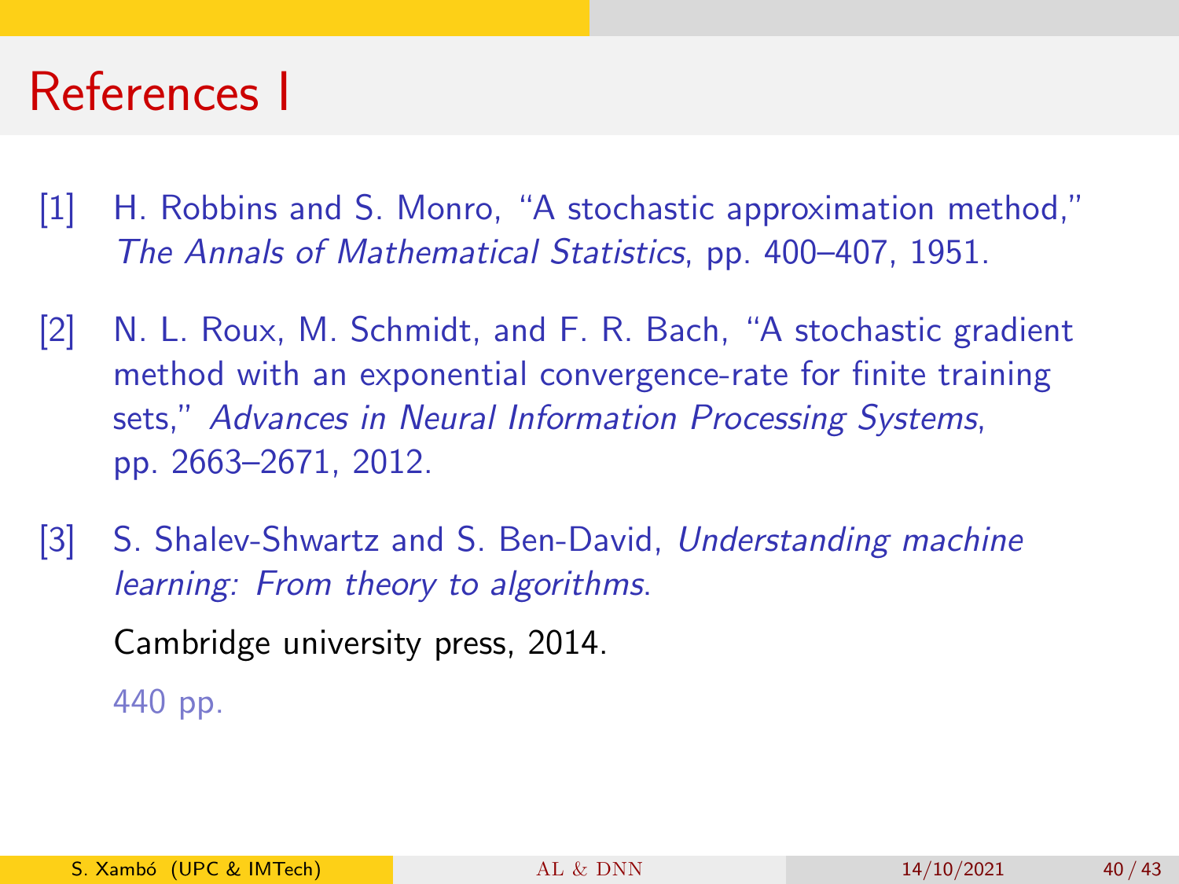# References I

[1] H. Robbins and S. Monro, "A stochastic approximation method," *The Annals of Mathematical Statistics*, pp. 400–407, 1951.

[2] N. L. Roux, M. Schmidt, and F. R. Bach, "A stochastic gradient method with an exponential convergence-rate for finite training sets," *Advances in Neural Information Processing Systems*, pp. 2663–2671, 2012.

[3] S. Shalev-Shwartz and S. Ben-David, *Understanding machine learning: From theory to algorithms*.

Cambridge university press, 2014.

440 pp.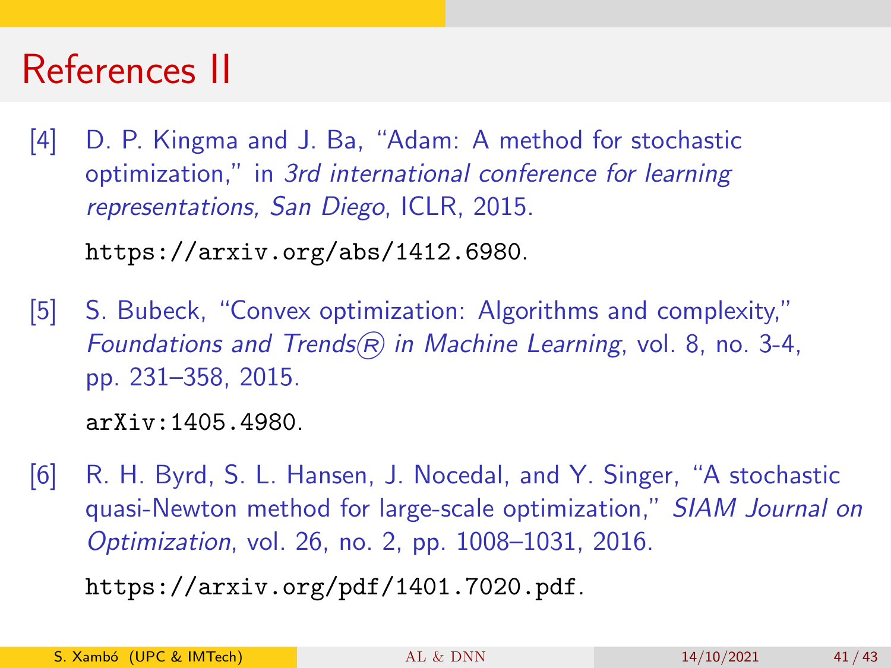# References II

[4] D. P. Kingma and J. Ba, "Adam: A method for stochastic optimization," in *3rd international conference for learning representations, San Diego*, ICLR, 2015.

https://arxiv.org/abs/1412.6980.

[5] S. Bubeck, "Convex optimization: Algorithms and complexity," *Foundations and Trends® in Machine Learning*, vol. 8, no. 3-4, pp. 231–358, 2015.

arXiv:1405.4980.

[6] R. H. Byrd, S. L. Hansen, J. Nocedal, and Y. Singer, "A stochastic quasi-Newton method for large-scale optimization," *SIAM Journal on Optimization*, vol. 26, no. 2, pp. 1008–1031, 2016.

https://arxiv.org/pdf/1401.7020.pdf.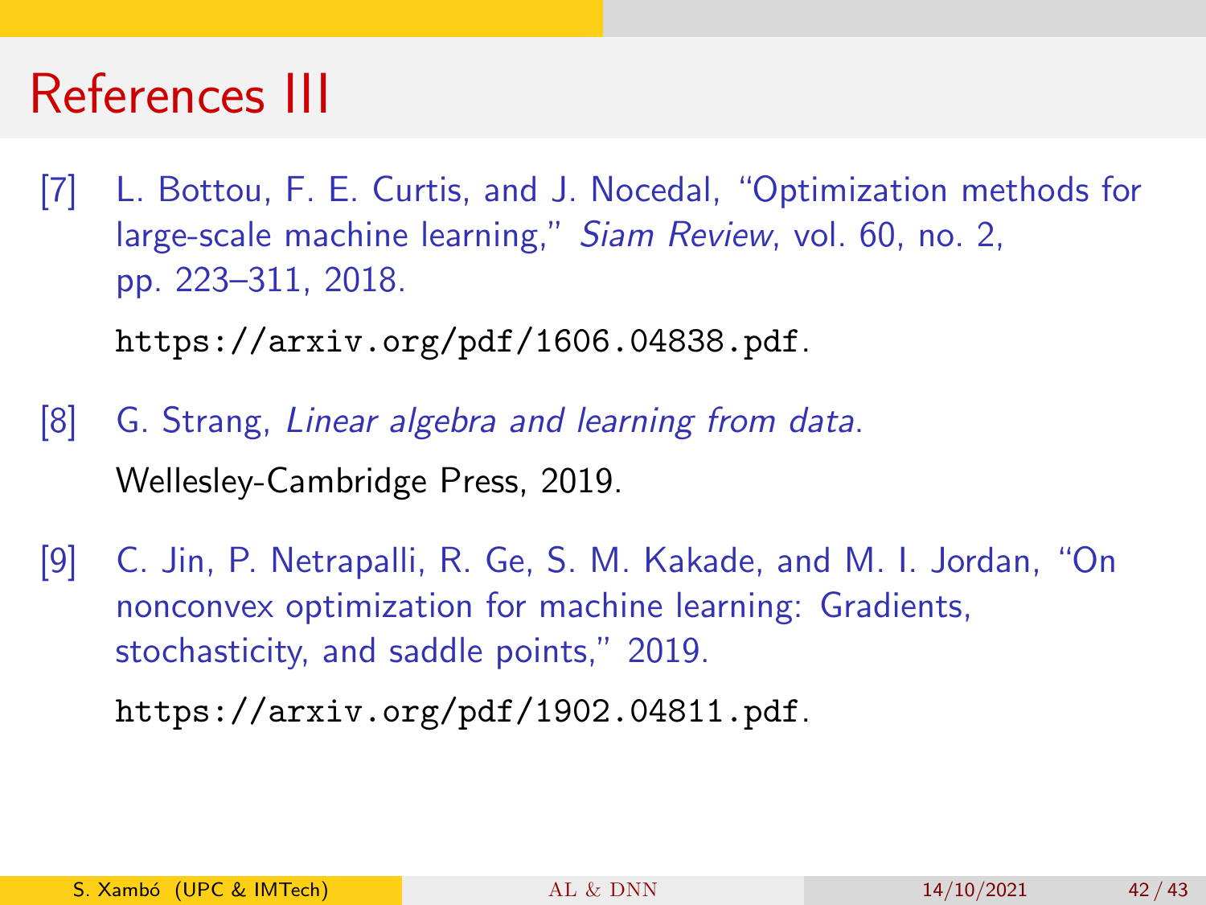# References III

[7] L. Bottou, F. E. Curtis, and J. Nocedal, "Optimization methods for large-scale machine learning," *Siam Review*, vol. 60, no. 2, pp. 223–311, 2018.

https://arxiv.org/pdf/1606.04838.pdf.

[8] G. Strang, *Linear algebra and learning from data*.

Wellesley-Cambridge Press, 2019.

[9] C. Jin, P. Netrapalli, R. Ge, S. M. Kakade, and M. I. Jordan, "On nonconvex optimization for machine learning: Gradients, stochasticity, and saddle points," 2019.

https://arxiv.org/pdf/1902.04811.pdf.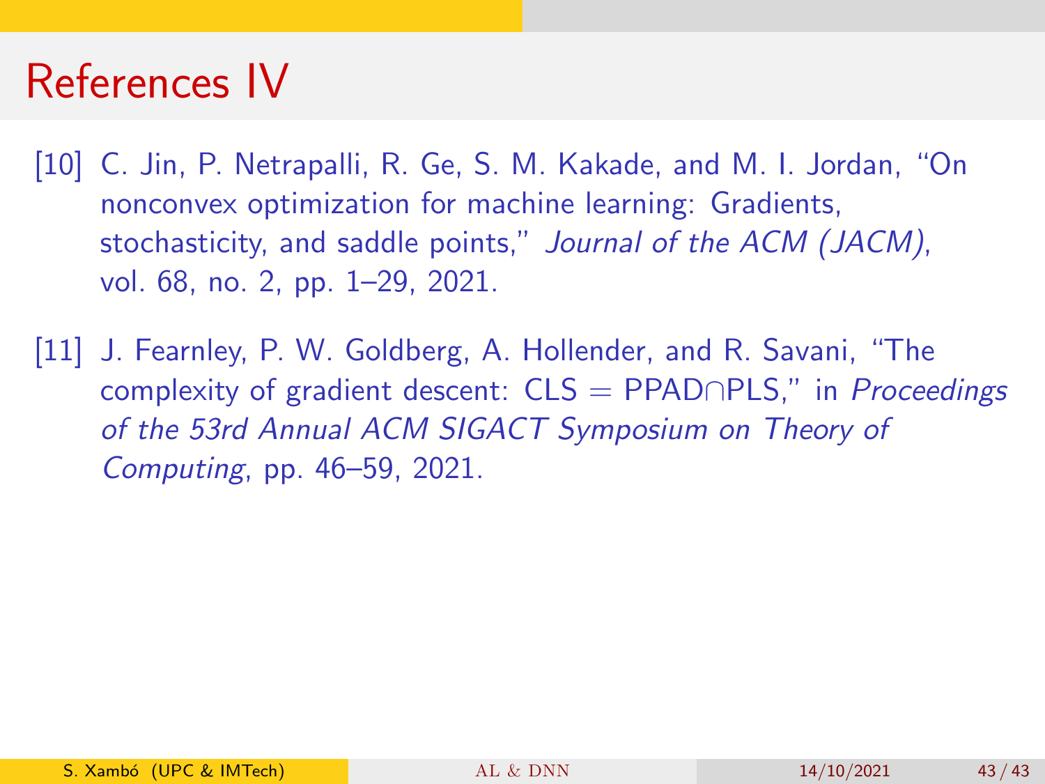# References IV

[10] C. Jin, P. Netrapalli, R. Ge, S. M. Kakade, and M. I. Jordan, "On nonconvex optimization for machine learning: Gradients, stochasticity, and saddle points," *Journal of the ACM (JACM)*, vol. 68, no. 2, pp. 1–29, 2021.

[11] J. Fearnley, P. W. Goldberg, A. Hollender, and R. Savani, "The complexity of gradient descent: CLS = PPAD∩PLS," in *Proceedings of the 53rd Annual ACM SIGACT Symposium on Theory of Computing*, pp. 46–59, 2021.